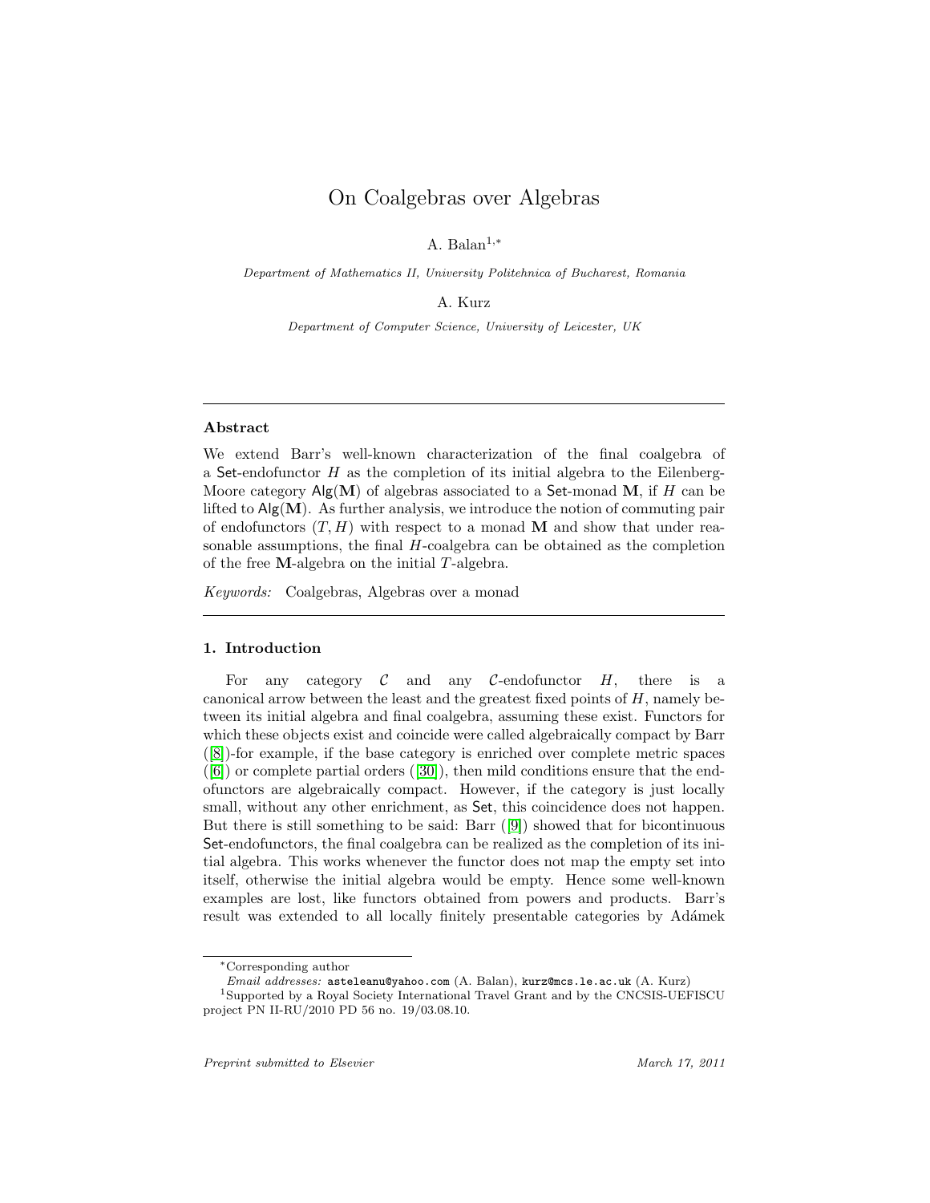# On Coalgebras over Algebras

A. Balan[1,*]

*Department of Mathematics II, University Politehnica of Bucharest, Romania*

A. Kurz

*Department of Computer Science, University of Leicester, UK*

---

**Abstract**

We extend Barr's well-known characterization of the final coalgebra of a Set-endofunctor $H$ as the completion of its initial algebra to the Eilenberg-Moore category $\mathsf{Alg}(\mathbf{M})$ of algebras associated to a Set-monad $\mathbf{M}$, if $H$ can be lifted to $\mathsf{Alg}(\mathbf{M})$. As further analysis, we introduce the notion of commuting pair of endofunctors $(T, H)$ with respect to a monad $\mathbf{M}$ and show that under reasonable assumptions, the final $H$-coalgebra can be obtained as the completion of the free $\mathbf{M}$-algebra on the initial $T$-algebra.

*Keywords:* Coalgebras, Algebras over a monad

---

## 1. Introduction

For any category $\mathcal{C}$ and any $\mathcal{C}$-endofunctor $H$, there is a canonical arrow between the least and the greatest fixed points of $H$, namely between its initial algebra and final coalgebra, assuming these exist. Functors for which these objects exist and coincide were called algebraically compact by Barr ([8])-for example, if the base category is enriched over complete metric spaces ([6]) or complete partial orders ([30]), then mild conditions ensure that the endofunctors are algebraically compact. However, if the category is just locally small, without any other enrichment, as Set, this coincidence does not happen. But there is still something to be said: Barr ([9]) showed that for bicontinuous Set-endofunctors, the final coalgebra can be realized as the completion of its initial algebra. This works whenever the functor does not map the empty set into itself, otherwise the initial algebra would be empty. Hence some well-known examples are lost, like functors obtained from powers and products. Barr's result was extended to all locally finitely presentable categories by Adámek

---

*Corresponding author

*Email addresses:* asteleanu@yahoo.com (A. Balan), kurz@mcs.le.ac.uk (A. Kurz)

[1] Supported by a Royal Society International Travel Grant and by the CNCSIS-UEFISCU project PN II-RU/2010 PD 56 no. 19/03.08.10.

*Preprint submitted to Elsevier* March 17, 2011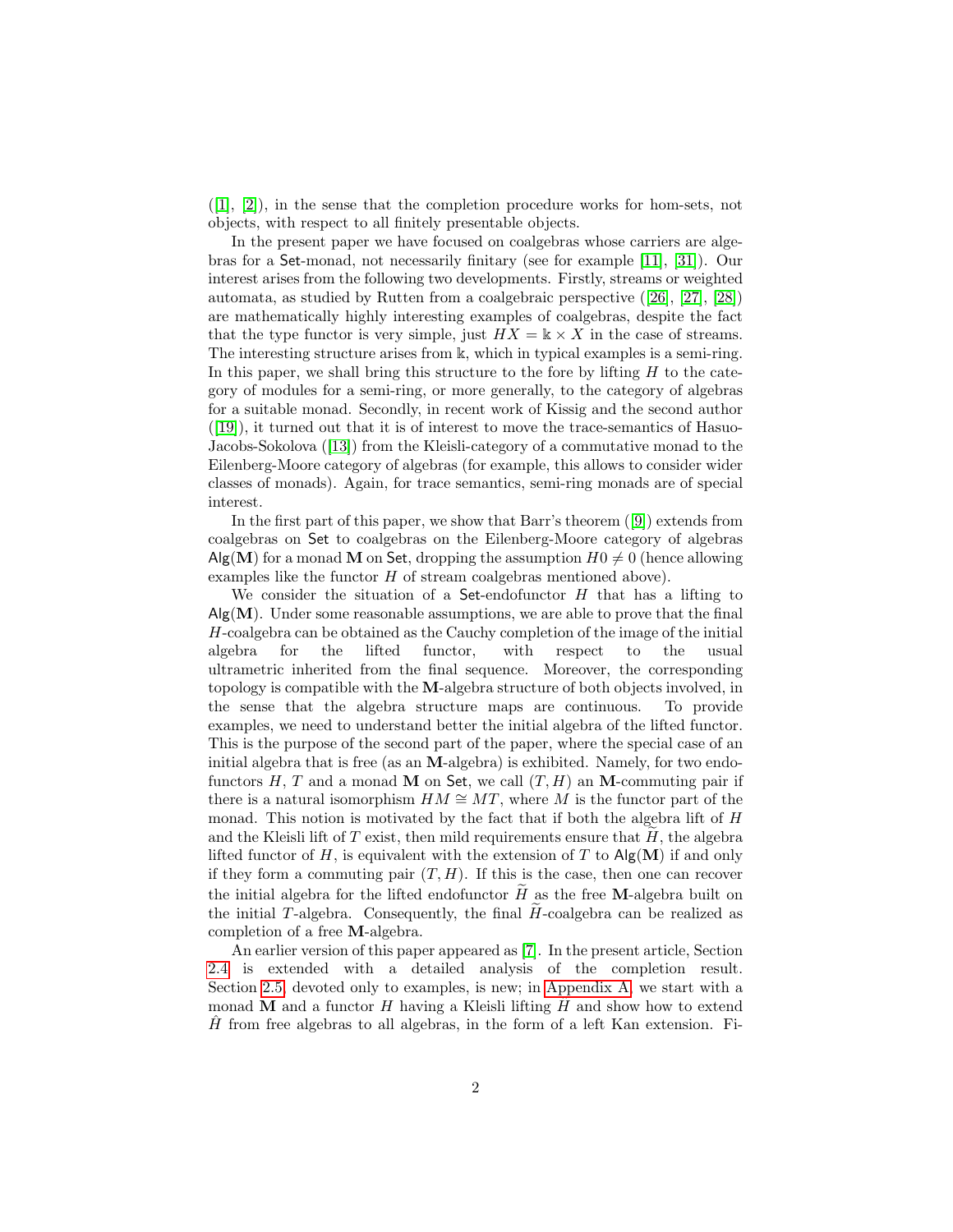([1], [2]), in the sense that the completion procedure works for hom-sets, not objects, with respect to all finitely presentable objects.

In the present paper we have focused on coalgebras whose carriers are algebras for a Set-monad, not necessarily finitary (see for example [11], [31]). Our interest arises from the following two developments. Firstly, streams or weighted automata, as studied by Rutten from a coalgebraic perspective ([26], [27], [28]) are mathematically highly interesting examples of coalgebras, despite the fact that the type functor is very simple, just $HX = \Bbbk \times X$ in the case of streams. The interesting structure arises from $\Bbbk$, which in typical examples is a semi-ring. In this paper, we shall bring this structure to the fore by lifting $H$ to the category of modules for a semi-ring, or more generally, to the category of algebras for a suitable monad. Secondly, in recent work of Kissig and the second author ([19]), it turned out that it is of interest to move the trace-semantics of Hasuo-Jacobs-Sokolova ([13]) from the Kleisli-category of a commutative monad to the Eilenberg-Moore category of algebras (for example, this allows to consider wider classes of monads). Again, for trace semantics, semi-ring monads are of special interest.

In the first part of this paper, we show that Barr's theorem ([9]) extends from coalgebras on Set to coalgebras on the Eilenberg-Moore category of algebras $\mathsf{Alg}(\mathbf{M})$ for a monad $\mathbf{M}$ on Set, dropping the assumption $H0 \neq 0$ (hence allowing examples like the functor $H$ of stream coalgebras mentioned above).

We consider the situation of a Set-endofunctor $H$ that has a lifting to $\mathsf{Alg}(\mathbf{M})$. Under some reasonable assumptions, we are able to prove that the final $H$-coalgebra can be obtained as the Cauchy completion of the image of the initial algebra for the lifted functor, with respect to the usual ultrametric inherited from the final sequence. Moreover, the corresponding topology is compatible with the $\mathbf{M}$-algebra structure of both objects involved, in the sense that the algebra structure maps are continuous. To provide examples, we need to understand better the initial algebra of the lifted functor. This is the purpose of the second part of the paper, where the special case of an initial algebra that is free (as an $\mathbf{M}$-algebra) is exhibited. Namely, for two endofunctors $H$, $T$ and a monad $\mathbf{M}$ on Set, we call $(T, H)$ an $\mathbf{M}$-commuting pair if there is a natural isomorphism $HM \cong MT$, where $M$ is the functor part of the monad. This notion is motivated by the fact that if both the algebra lift of $H$ and the Kleisli lift of $T$ exist, then mild requirements ensure that $\widetilde{H}$, the algebra lifted functor of $H$, is equivalent with the extension of $T$ to $\mathsf{Alg}(\mathbf{M})$ if and only if they form a commuting pair $(T, H)$. If this is the case, then one can recover the initial algebra for the lifted endofunctor $\widetilde{H}$ as the free $\mathbf{M}$-algebra built on the initial $T$-algebra. Consequently, the final $\widetilde{H}$-coalgebra can be realized as completion of a free $\mathbf{M}$-algebra.

An earlier version of this paper appeared as [7]. In the present article, Section 2.4 is extended with a detailed analysis of the completion result. Section 2.5, devoted only to examples, is new; in Appendix A, we start with a monad $\mathbf{M}$ and a functor $H$ having a Kleisli lifting $H$ and show how to extend $\hat{H}$ from free algebras to all algebras, in the form of a left Kan extension. Fi-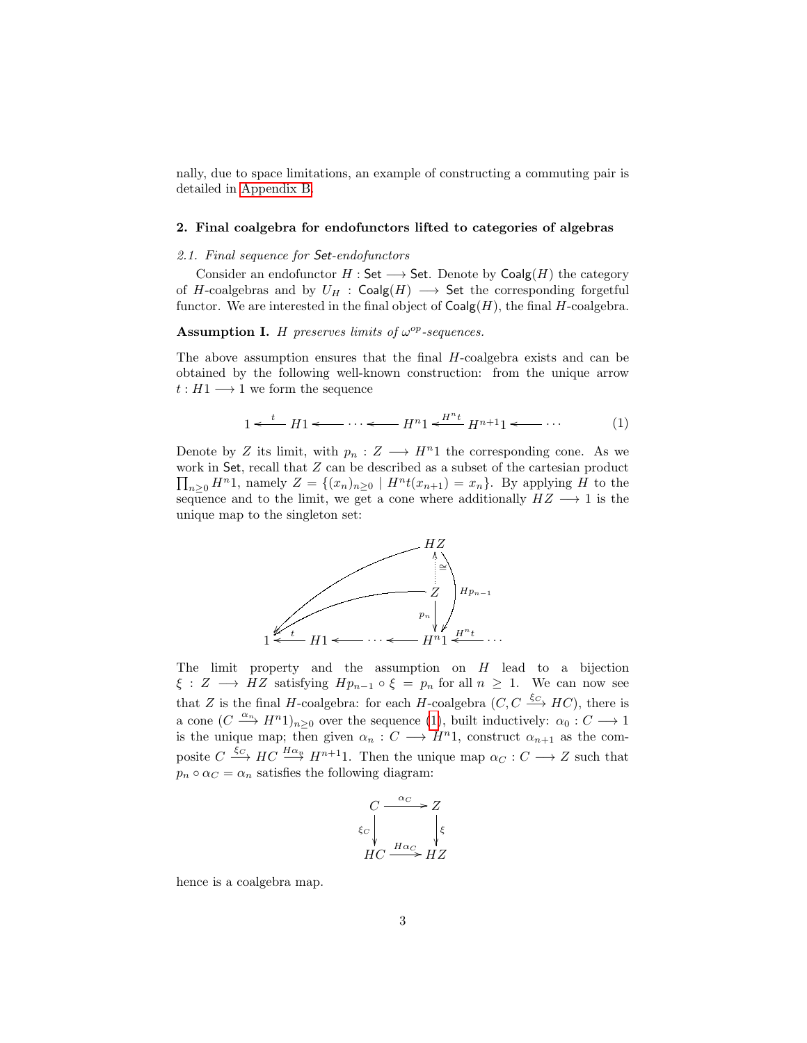nally, due to space limitations, an example of constructing a commuting pair is detailed in Appendix B.

## 2. Final coalgebra for endofunctors lifted to categories of algebras

### 2.1. Final sequence for Set-endofunctors

Consider an endofunctor $H : \mathsf{Set} \longrightarrow \mathsf{Set}$. Denote by $\mathsf{Coalg}(H)$ the category of $H$-coalgebras and by $U_H : \mathsf{Coalg}(H) \longrightarrow \mathsf{Set}$ the corresponding forgetful functor. We are interested in the final object of $\mathsf{Coalg}(H)$, the final $H$-coalgebra.

**Assumption I.** *$H$ preserves limits of $\omega^{op}$-sequences.*

The above assumption ensures that the final $H$-coalgebra exists and can be obtained by the following well-known construction: from the unique arrow $t : H1 \longrightarrow 1$ we form the sequence

$$1 \xleftarrow{t} H1 \longleftarrow \cdots \longleftarrow H^n 1 \xleftarrow{H^n t} H^{n+1} 1 \longleftarrow \cdots \tag{1}$$

Denote by $Z$ its limit, with $p_n : Z \longrightarrow H^n 1$ the corresponding cone. As we work in $\mathsf{Set}$, recall that $Z$ can be described as a subset of the cartesian product $\prod_{n\geq 0} H^n 1$, namely $Z = \{(x_n)_{n\geq 0} \mid H^n t(x_{n+1}) = x_n\}$. By applying $H$ to the sequence and to the limit, we get a cone where additionally $HZ \longrightarrow 1$ is the unique map to the singleton set:

$$\begin{array}{c} HZ \\ \uparrow \cong \\ Z \xrightarrow{p_n} H^n 1, \quad HZ \xrightarrow{Hp_{n-1}} H^n 1 \\ 1 \xleftarrow{t} H1 \longleftarrow \cdots \longleftarrow H^n 1 \xleftarrow{H^n t} \cdots \end{array}$$

The limit property and the assumption on $H$ lead to a bijection $\xi : Z \longrightarrow HZ$ satisfying $Hp_{n-1} \circ \xi = p_n$ for all $n \geq 1$. We can now see that $Z$ is the final $H$-coalgebra: for each $H$-coalgebra $(C, C \xrightarrow{\xi_C} HC)$, there is a cone $(C \xrightarrow{\alpha_n} H^n 1)_{n\geq 0}$ over the sequence (1), built inductively: $\alpha_0 : C \longrightarrow 1$ is the unique map; then given $\alpha_n : C \longrightarrow H^n 1$, construct $\alpha_{n+1}$ as the composite $C \xrightarrow{\xi_C} HC \xrightarrow{H\alpha_n} H^{n+1} 1$. Then the unique map $\alpha_C : C \longrightarrow Z$ such that $p_n \circ \alpha_C = \alpha_n$ satisfies the following diagram:

$$\begin{array}{ccc} C & \xrightarrow{\alpha_C} & Z \\ {\scriptstyle \xi_C}\downarrow & & \downarrow{\scriptstyle \xi} \\ HC & \xrightarrow{H\alpha_C} & HZ \end{array}$$

hence is a coalgebra map.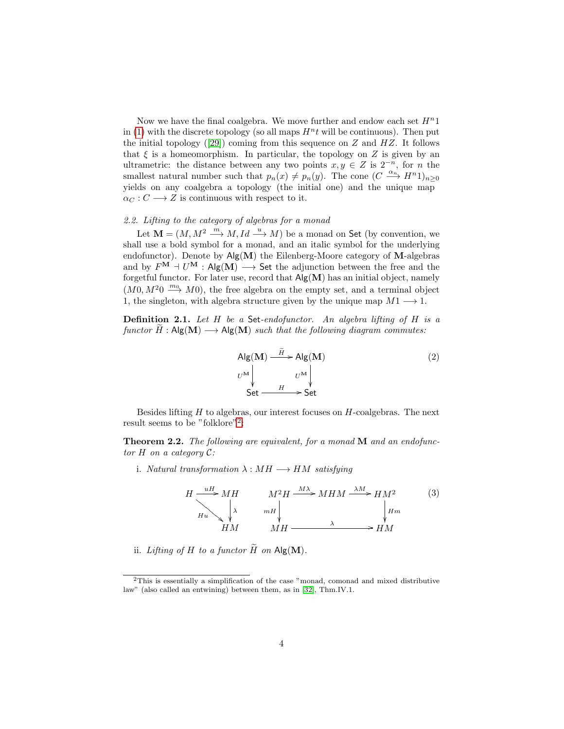Now we have the final coalgebra. We move further and endow each set $H^n 1$ in (1) with the discrete topology (so all maps $H^n t$ will be continuous). Then put the initial topology ([29]) coming from this sequence on $Z$ and $HZ$. It follows that $\xi$ is a homeomorphism. In particular, the topology on $Z$ is given by an ultrametric: the distance between any two points $x, y \in Z$ is $2^{-n}$, for $n$ the smallest natural number such that $p_n(x) \neq p_n(y)$. The cone $(C \xrightarrow{\alpha_n} H^n 1)_{n \geq 0}$ yields on any coalgebra a topology (the initial one) and the unique map $\alpha_C : C \longrightarrow Z$ is continuous with respect to it.

### 2.2. Lifting to the category of algebras for a monad

Let $\mathbf{M} = (M, M^2 \xrightarrow{m} M, Id \xrightarrow{u} M)$ be a monad on $\mathsf{Set}$ (by convention, we shall use a bold symbol for a monad, and an italic symbol for the underlying endofunctor). Denote by $\mathsf{Alg}(\mathbf{M})$ the Eilenberg-Moore category of $\mathbf{M}$-algebras and by $F^{\mathbf{M}} \dashv U^{\mathbf{M}} : \mathsf{Alg}(\mathbf{M}) \longrightarrow \mathsf{Set}$ the adjunction between the free and the forgetful functor. For later use, record that $\mathsf{Alg}(\mathbf{M})$ has an initial object, namely $(M0, M^2 0 \xrightarrow{m_0} M0)$, the free algebra on the empty set, and a terminal object 1, the singleton, with algebra structure given by the unique map $M1 \longrightarrow 1$.

**Definition 2.1.** *Let $H$ be a $\mathsf{Set}$-endofunctor. An algebra lifting of $H$ is a functor $\widetilde{H} : \mathsf{Alg}(\mathbf{M}) \longrightarrow \mathsf{Alg}(\mathbf{M})$ such that the following diagram commutes:*

$$\begin{array}{ccc} \mathsf{Alg}(\mathbf{M}) & \xrightarrow{\widetilde{H}} & \mathsf{Alg}(\mathbf{M}) \\ {\scriptstyle U^{\mathbf{M}}}\downarrow & & \downarrow{\scriptstyle U^{\mathbf{M}}} \\ \mathsf{Set} & \xrightarrow{H} & \mathsf{Set} \end{array} \tag{2}$$

Besides lifting $H$ to algebras, our interest focuses on $H$-coalgebras. The next result seems to be "folklore"[2].

**Theorem 2.2.** *The following are equivalent, for a monad $\mathbf{M}$ and an endofunctor $H$ on a category $\mathcal{C}$:*

i. *Natural transformation $\lambda : MH \longrightarrow HM$ satisfying*

$$\begin{array}{ccc} H & \xrightarrow{uH} & MH \\ & {\scriptstyle Hu}\searrow & \downarrow{\scriptstyle \lambda} \\ & & HM \end{array} \qquad \begin{array}{ccccc} M^2 H & \xrightarrow{M\lambda} & MHM & \xrightarrow{\lambda M} & HM^2 \\ {\scriptstyle mH}\downarrow & & & & \downarrow{\scriptstyle Hm} \\ MH & & \xrightarrow{\lambda} & & HM \end{array} \tag{3}$$

ii. *Lifting of $H$ to a functor $\widetilde{H}$ on $\mathsf{Alg}(\mathbf{M})$.*

[2] This is essentially a simplification of the case "monad, comonad and mixed distributive law" (also called an entwining) between them, as in [32], Thm.IV.1.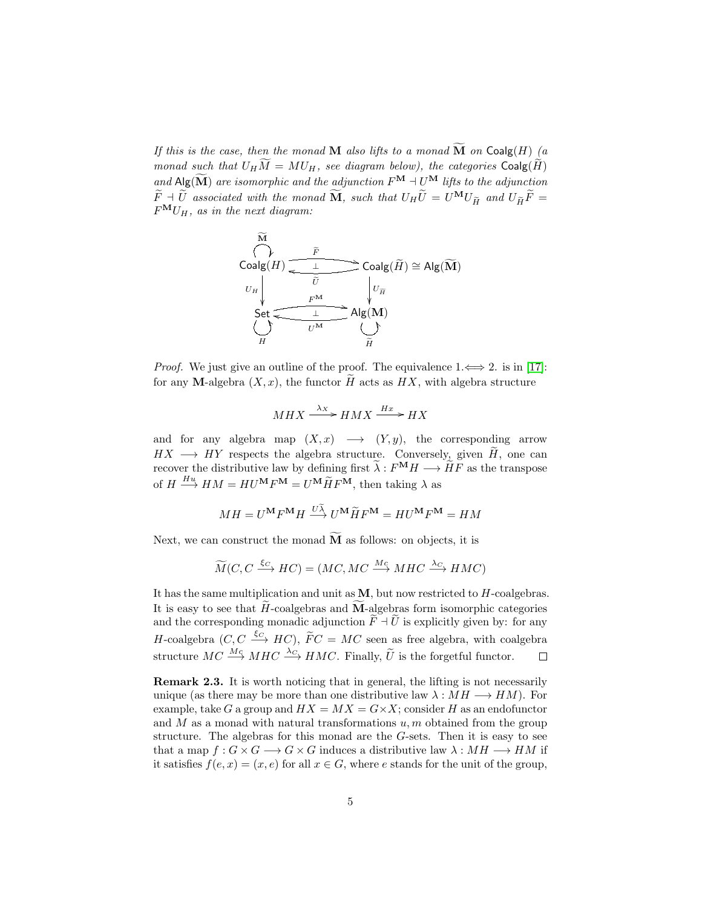*If this is the case, then the monad* $\mathbf{M}$ *also lifts to a monad* $\widetilde{\mathbf{M}}$ *on* $\mathsf{Coalg}(H)$ *(a monad such that* $U_H \widetilde{M} = MU_H$*, see diagram below), the categories* $\mathsf{Coalg}(\widetilde{H})$ *and* $\mathsf{Alg}(\widetilde{\mathbf{M}})$ *are isomorphic and the adjunction* $F^{\mathbf{M}} \dashv U^{\mathbf{M}}$ *lifts to the adjunction* $\widetilde{F} \dashv \widetilde{U}$ *associated with the monad* $\widetilde{\mathbf{M}}$*, such that* $U_H \widetilde{U} = U^{\mathbf{M}} U_{\widetilde{H}}$ *and* $U_{\widetilde{H}} \widetilde{F} = F^{\mathbf{M}} U_H$*, as in the next diagram:*

$$
\begin{array}{ccc}
\overset{\widetilde{\mathbf{M}}}{\circlearrowright} & & \\
\mathsf{Coalg}(H) & \underset{\widetilde{U}}{\overset{\widetilde{F}}{\rightleftarrows}} \; (\perp) & \mathsf{Coalg}(\widetilde{H}) \cong \mathsf{Alg}(\widetilde{\mathbf{M}}) \\
\downarrow U_H & & \downarrow U_{\widetilde{H}} \\
\mathsf{Set} & \underset{U^{\mathbf{M}}}{\overset{F^{\mathbf{M}}}{\rightleftarrows}} \; (\perp) & \mathsf{Alg}(\mathbf{M}) \\
\underset{H}{\circlearrowleft} & & \underset{\widetilde{H}}{\circlearrowleft}
\end{array}
$$

*Proof.* We just give an outline of the proof. The equivalence 1.$\Longleftrightarrow$ 2. is in [17]: for any $\mathbf{M}$-algebra $(X, x)$, the functor $\widetilde{H}$ acts as $HX$, with algebra structure

$$MHX \xrightarrow{\lambda_X} HMX \xrightarrow{Hx} HX$$

and for any algebra map $(X, x) \longrightarrow (Y, y)$, the corresponding arrow $HX \longrightarrow HY$ respects the algebra structure. Conversely, given $\widetilde{H}$, one can recover the distributive law by defining first $\widetilde{\lambda} : F^{\mathbf{M}}H \longrightarrow \widetilde{H}F$ as the transpose of $H \xrightarrow{Hu} HM = HU^{\mathbf{M}}F^{\mathbf{M}} = U^{\mathbf{M}}\widetilde{H}F^{\mathbf{M}}$, then taking $\lambda$ as

$$MH = U^{\mathbf{M}}F^{\mathbf{M}}H \xrightarrow{U\widetilde{\lambda}} U^{\mathbf{M}}\widetilde{H}F^{\mathbf{M}} = HU^{\mathbf{M}}F^{\mathbf{M}} = HM$$

Next, we can construct the monad $\widetilde{\mathbf{M}}$ as follows: on objects, it is

$$\widetilde{M}(C, C \xrightarrow{\xi_C} HC) = (MC, MC \xrightarrow{M\xi_C} MHC \xrightarrow{\lambda_C} HMC)$$

It has the same multiplication and unit as $\mathbf{M}$, but now restricted to $H$-coalgebras. It is easy to see that $\widetilde{H}$-coalgebras and $\widetilde{\mathbf{M}}$-algebras form isomorphic categories and the corresponding monadic adjunction $\widetilde{F} \dashv \widetilde{U}$ is explicitly given by: for any $H$-coalgebra $(C, C \xrightarrow{\xi_C} HC)$, $\widetilde{F}C = MC$ seen as free algebra, with coalgebra structure $MC \xrightarrow{M\xi_C} MHC \xrightarrow{\lambda_C} HMC$. Finally, $\widetilde{U}$ is the forgetful functor. $\square$

**Remark 2.3.** It is worth noticing that in general, the lifting is not necessarily unique (as there may be more than one distributive law $\lambda : MH \longrightarrow HM$). For example, take $G$ a group and $HX = MX = G \times X$; consider $H$ as an endofunctor and $M$ as a monad with natural transformations $u, m$ obtained from the group structure. The algebras for this monad are the $G$-sets. Then it is easy to see that a map $f : G \times G \longrightarrow G \times G$ induces a distributive law $\lambda : MH \longrightarrow HM$ if it satisfies $f(e, x) = (x, e)$ for all $x \in G$, where $e$ stands for the unit of the group,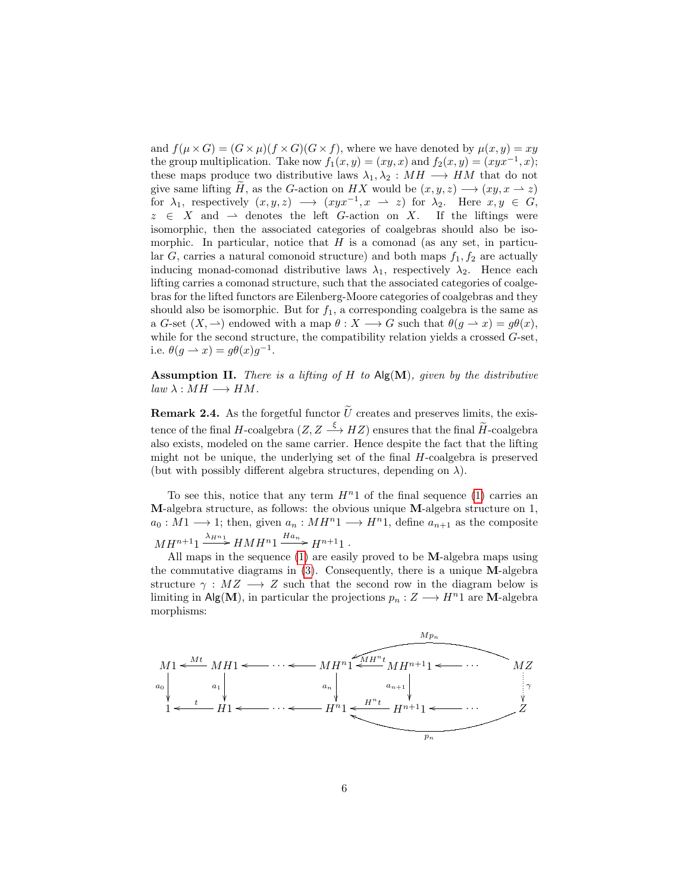and $f(\mu \times G) = (G \times \mu)(f \times G)(G \times f)$, where we have denoted by $\mu(x, y) = xy$ the group multiplication. Take now $f_1(x, y) = (xy, x)$ and $f_2(x, y) = (xyx^{-1}, x)$; these maps produce two distributive laws $\lambda_1, \lambda_2 : MH \longrightarrow HM$ that do not give same lifting $\widetilde{H}$, as the $G$-action on $HX$ would be $(x, y, z) \longrightarrow (xy, x \rightharpoonup z)$ for $\lambda_1$, respectively $(x, y, z) \longrightarrow (xyx^{-1}, x \rightharpoonup z)$ for $\lambda_2$. Here $x, y \in G$, $z \in X$ and $\rightharpoonup$ denotes the left $G$-action on $X$. If the liftings were isomorphic, then the associated categories of coalgebras should also be isomorphic. In particular, notice that $H$ is a comonad (as any set, in particular $G$, carries a natural comonoid structure) and both maps $f_1, f_2$ are actually inducing monad-comonad distributive laws $\lambda_1$, respectively $\lambda_2$. Hence each lifting carries a comonad structure, such that the associated categories of coalgebras for the lifted functors are Eilenberg-Moore categories of coalgebras and they should also be isomorphic. But for $f_1$, a corresponding coalgebra is the same as a $G$-set $(X, \rightharpoonup)$ endowed with a map $\theta : X \longrightarrow G$ such that $\theta(g \rightharpoonup x) = g\theta(x)$, while for the second structure, the compatibility relation yields a crossed $G$-set, i.e. $\theta(g \rightharpoonup x) = g\theta(x)g^{-1}$.

**Assumption II.** *There is a lifting of $H$ to $\mathsf{Alg}(\mathbf{M})$, given by the distributive law $\lambda : MH \longrightarrow HM$.*

**Remark 2.4.** As the forgetful functor $\widetilde{U}$ creates and preserves limits, the existence of the final $H$-coalgebra $(Z, Z \xrightarrow{\xi} HZ)$ ensures that the final $\widetilde{H}$-coalgebra also exists, modeled on the same carrier. Hence despite the fact that the lifting might not be unique, the underlying set of the final $H$-coalgebra is preserved (but with possibly different algebra structures, depending on $\lambda$).

To see this, notice that any term $H^n 1$ of the final sequence (1) carries an $\mathbf{M}$-algebra structure, as follows: the obvious unique $\mathbf{M}$-algebra structure on $1$, $a_0 : M1 \longrightarrow 1$; then, given $a_n : MH^n 1 \longrightarrow H^n 1$, define $a_{n+1}$ as the composite $MH^{n+1}1 \xrightarrow{\lambda_{H^n 1}} HMH^n 1 \xrightarrow{Ha_n} H^{n+1}1$.

All maps in the sequence (1) are easily proved to be $\mathbf{M}$-algebra maps using the commutative diagrams in (3). Consequently, there is a unique $\mathbf{M}$-algebra structure $\gamma : MZ \longrightarrow Z$ such that the second row in the diagram below is limiting in $\mathsf{Alg}(\mathbf{M})$, in particular the projections $p_n : Z \longrightarrow H^n 1$ are $\mathbf{M}$-algebra morphisms:

$$
\begin{array}{ccccccccccc}
M1 & \xleftarrow{Mt} & MH1 & \longleftarrow \cdots \longleftarrow & MH^n 1 & \xleftarrow{MH^n t} & MH^{n+1}1 & \longleftarrow \cdots & & & MZ \\
\downarrow{\scriptstyle a_0} & & \downarrow{\scriptstyle a_1} & & \downarrow{\scriptstyle a_n} & & \downarrow{\scriptstyle a_{n+1}} & & & & \downarrow{\scriptstyle \gamma} \\
1 & \xleftarrow{t} & H1 & \longleftarrow \cdots \longleftarrow & H^n 1 & \xleftarrow{H^n t} & H^{n+1}1 & \longleftarrow \cdots & & & Z
\end{array}
$$

with arrows $Mp_n : MZ \longrightarrow MH^n 1$ and $p_n : Z \longrightarrow H^n 1$.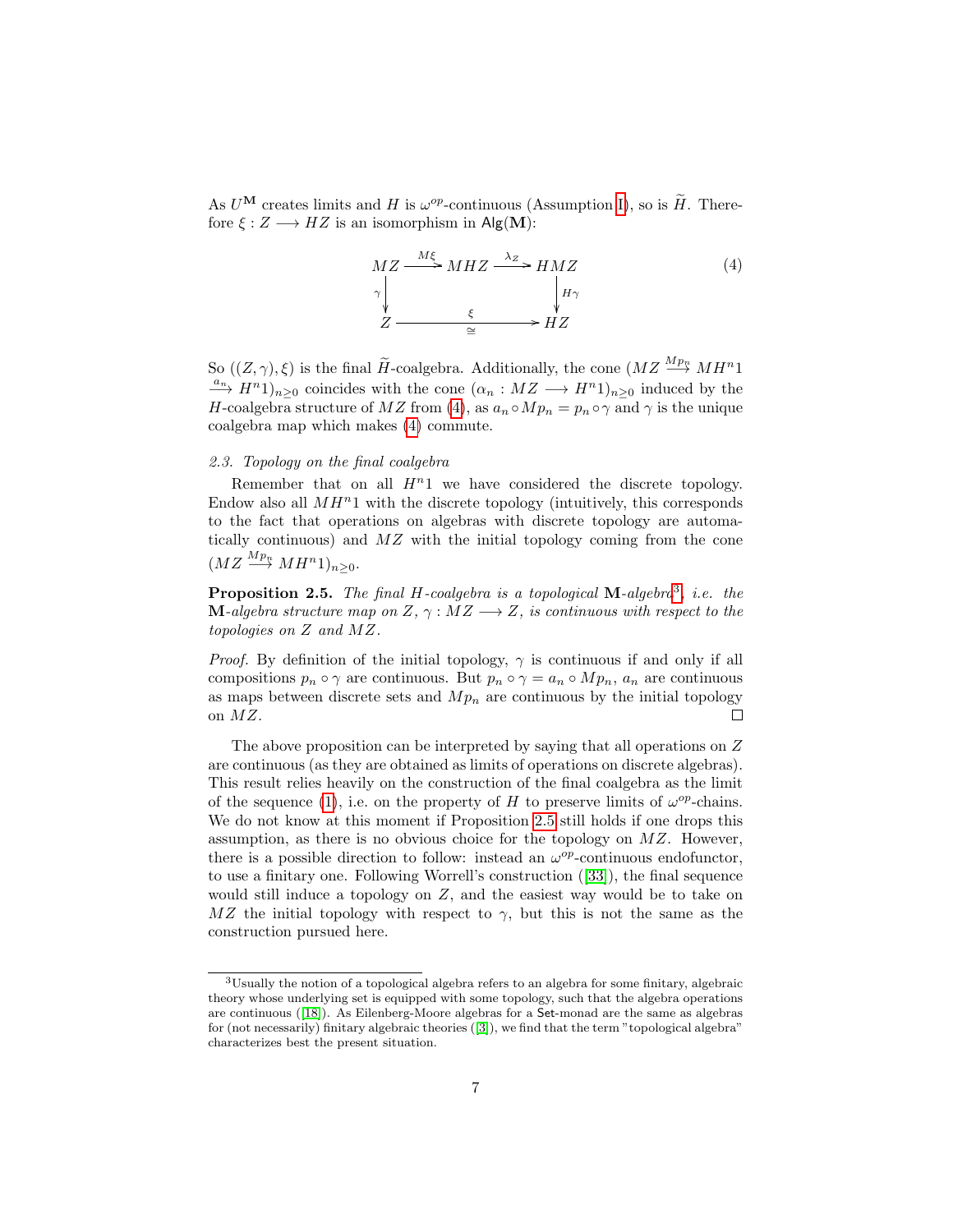As $U^{\mathbf{M}}$ creates limits and $H$ is $\omega^{op}$-continuous (Assumption I), so is $\widetilde{H}$. Therefore $\xi : Z \longrightarrow HZ$ is an isomorphism in $\mathsf{Alg}(\mathbf{M})$:

$$
\begin{array}{ccccc}
MZ & \xrightarrow{M\xi} & MHZ & \xrightarrow{\lambda_Z} & HMZ \\
\big\downarrow{\scriptstyle \gamma} & & & & \big\downarrow{\scriptstyle H\gamma} \\
Z & & \xrightarrow[\cong]{\xi} & & HZ
\end{array}
\tag{4}
$$

So $((Z, \gamma), \xi)$ is the final $\widetilde{H}$-coalgebra. Additionally, the cone $(MZ \xrightarrow{Mp_n} MH^n 1 \xrightarrow{a_n} H^n 1)_{n\geq 0}$ coincides with the cone $(\alpha_n : MZ \longrightarrow H^n 1)_{n\geq 0}$ induced by the $H$-coalgebra structure of $MZ$ from (4), as $a_n \circ Mp_n = p_n \circ \gamma$ and $\gamma$ is the unique coalgebra map which makes (4) commute.

### 2.3. Topology on the final coalgebra

Remember that on all $H^n 1$ we have considered the discrete topology. Endow also all $MH^n 1$ with the discrete topology (intuitively, this corresponds to the fact that operations on algebras with discrete topology are automatically continuous) and $MZ$ with the initial topology coming from the cone $(MZ \xrightarrow{Mp_n} MH^n 1)_{n\geq 0}$.

**Proposition 2.5.** *The final $H$-coalgebra is a topological $\mathbf{M}$-algebra*[3]*, i.e. the $\mathbf{M}$-algebra structure map on $Z$, $\gamma : MZ \longrightarrow Z$, is continuous with respect to the topologies on $Z$ and $MZ$.*

*Proof.* By definition of the initial topology, $\gamma$ is continuous if and only if all compositions $p_n \circ \gamma$ are continuous. But $p_n \circ \gamma = a_n \circ Mp_n$, $a_n$ are continuous as maps between discrete sets and $Mp_n$ are continuous by the initial topology on $MZ$. □

The above proposition can be interpreted by saying that all operations on $Z$ are continuous (as they are obtained as limits of operations on discrete algebras). This result relies heavily on the construction of the final coalgebra as the limit of the sequence (1), i.e. on the property of $H$ to preserve limits of $\omega^{op}$-chains. We do not know at this moment if Proposition 2.5 still holds if one drops this assumption, as there is no obvious choice for the topology on $MZ$. However, there is a possible direction to follow: instead an $\omega^{op}$-continuous endofunctor, to use a finitary one. Following Worrell's construction ([33]), the final sequence would still induce a topology on $Z$, and the easiest way would be to take on $MZ$ the initial topology with respect to $\gamma$, but this is not the same as the construction pursued here.

[3] Usually the notion of a topological algebra refers to an algebra for some finitary, algebraic theory whose underlying set is equipped with some topology, such that the algebra operations are continuous ([18]). As Eilenberg-Moore algebras for a $\mathsf{Set}$-monad are the same as algebras for (not necessarily) finitary algebraic theories ([3]), we find that the term "topological algebra" characterizes best the present situation.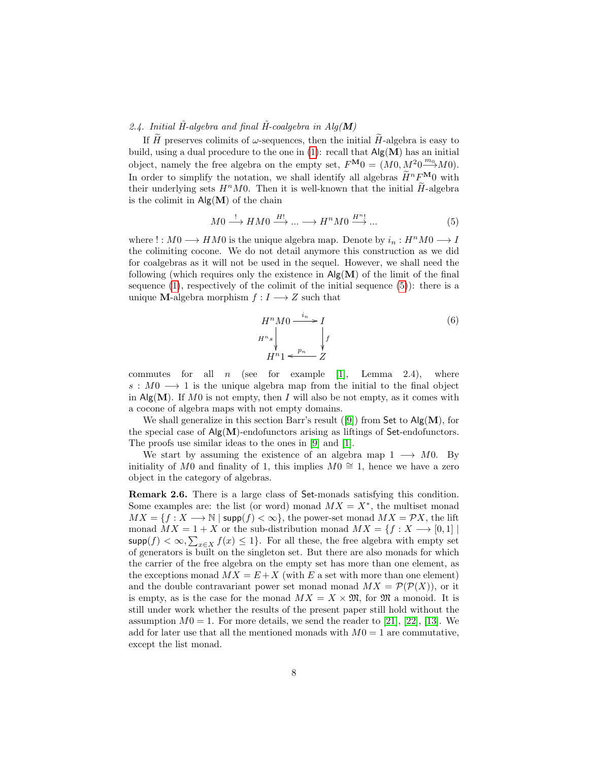### 2.4. Initial $\widetilde{H}$-algebra and final $\widetilde{H}$-coalgebra in Alg($\mathbf{M}$)

If $\widetilde{H}$ preserves colimits of $\omega$-sequences, then the initial $\widetilde{H}$-algebra is easy to build, using a dual procedure to the one in (1): recall that $\mathsf{Alg}(\mathbf{M})$ has an initial object, namely the free algebra on the empty set, $F^{\mathbf{M}}0 = (M0, M^2 0 \xrightarrow{m_0} M0)$. In order to simplify the notation, we shall identify all algebras $\widetilde{H}^n F^{\mathbf{M}} 0$ with their underlying sets $H^n M0$. Then it is well-known that the initial $\widetilde{H}$-algebra is the colimit in $\mathsf{Alg}(\mathbf{M})$ of the chain

$$M0 \xrightarrow{!} HM0 \xrightarrow{H!} \dots \longrightarrow H^n M0 \xrightarrow{H^n !} \dots \tag{5}$$

where $! : M0 \longrightarrow HM0$ is the unique algebra map. Denote by $i_n : H^n M0 \longrightarrow I$ the colimiting cocone. We do not detail anymore this construction as we did for coalgebras as it will not be used in the sequel. However, we shall need the following (which requires only the existence in $\mathsf{Alg}(\mathbf{M})$ of the limit of the final sequence (1), respectively of the colimit of the initial sequence (5)): there is a unique $\mathbf{M}$-algebra morphism $f : I \longrightarrow Z$ such that

$$\begin{array}{ccc} H^n M0 & \xrightarrow{i_n} & I \\ {\scriptstyle H^n s}\downarrow & & \downarrow{\scriptstyle f} \\ H^n 1 & \xleftarrow{p_n} & Z \end{array} \tag{6}$$

commutes for all $n$ (see for example [1], Lemma 2.4), where $s : M0 \longrightarrow 1$ is the unique algebra map from the initial to the final object in $\mathsf{Alg}(\mathbf{M})$. If $M0$ is not empty, then $I$ will also be not empty, as it comes with a cocone of algebra maps with not empty domains.

We shall generalize in this section Barr's result ([9]) from $\mathsf{Set}$ to $\mathsf{Alg}(\mathbf{M})$, for the special case of $\mathsf{Alg}(\mathbf{M})$-endofunctors arising as liftings of $\mathsf{Set}$-endofunctors. The proofs use similar ideas to the ones in [9] and [1].

We start by assuming the existence of an algebra map $1 \longrightarrow M0$. By initiality of $M0$ and finality of 1, this implies $M0 \cong 1$, hence we have a zero object in the category of algebras.

**Remark 2.6.** There is a large class of $\mathsf{Set}$-monads satisfying this condition. Some examples are: the list (or word) monad $MX = X^*$, the multiset monad $MX = \{f : X \longrightarrow \mathbb{N} \mid \mathsf{supp}(f) < \infty\}$, the power-set monad $MX = \mathcal{P}X$, the lift monad $MX = 1 + X$ or the sub-distribution monad $MX = \{f : X \longrightarrow [0, 1] \mid \mathsf{supp}(f) < \infty, \sum_{x \in X} f(x) \leq 1\}$. For all these, the free algebra with empty set of generators is built on the singleton set. But there are also monads for which the carrier of the free algebra on the empty set has more than one element, as the exceptions monad $MX = E + X$ (with $E$ a set with more than one element) and the double contravariant power set monad $MX = \mathcal{P}(\mathcal{P}(X))$, or it is empty, as is the case for the monad $MX = X \times \mathfrak{M}$, for $\mathfrak{M}$ a monoid. It is still under work whether the results of the present paper still hold without the assumption $M0 = 1$. For more details, we send the reader to [21], [22], [13]. We add for later use that all the mentioned monads with $M0 = 1$ are commutative, except the list monad.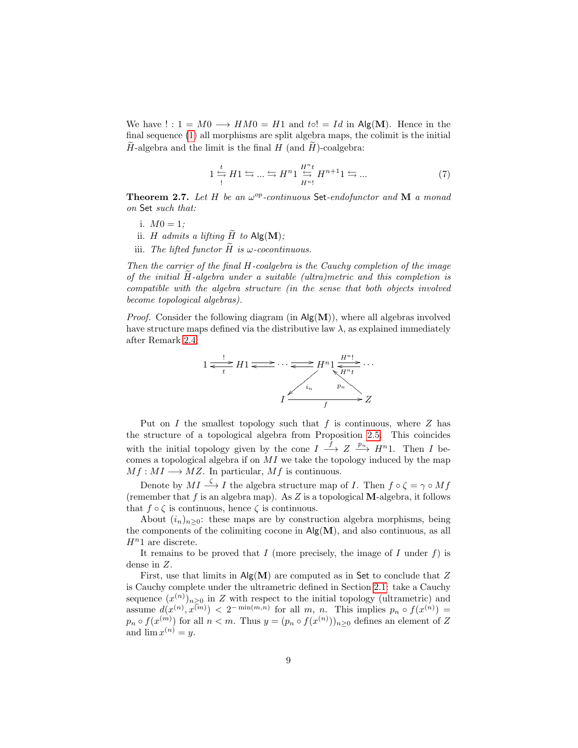We have $! : 1 = M0 \longrightarrow HM0 = H1$ and $t \circ ! = Id$ in $\mathsf{Alg}(\mathbf{M})$. Hence in the final sequence (1) all morphisms are split algebra maps, the colimit is the initial $\widetilde{H}$-algebra and the limit is the final $H$ (and $\widetilde{H}$)-coalgebra:

$$1 \underset{!}{\overset{t}{\leftrightarrows}} H1 \leftrightarrows \ldots \leftrightarrows H^n 1 \underset{H^n !}{\overset{H^n t}{\leftrightarrows}} H^{n+1} 1 \leftrightarrows \ldots \tag{7}$$

**Theorem 2.7.** *Let $H$ be an $\omega^{op}$-continuous $\mathsf{Set}$-endofunctor and $\mathbf{M}$ a monad on $\mathsf{Set}$ such that:*

i. *$M0 = 1$;*
ii. *$H$ admits a lifting $\widetilde{H}$ to $\mathsf{Alg}(\mathbf{M})$;*
iii. *The lifted functor $\widetilde{H}$ is $\omega$-cocontinuous.*

*Then the carrier of the final $H$-coalgebra is the Cauchy completion of the image of the initial $\widetilde{H}$-algebra under a suitable (ultra)metric and this completion is compatible with the algebra structure (in the sense that both objects involved become topological algebras).*

*Proof.* Consider the following diagram (in $\mathsf{Alg}(\mathbf{M})$), where all algebras involved have structure maps defined via the distributive law $\lambda$, as explained immediately after Remark 2.4:

$$\begin{array}{ccccccc}
1 \underset{t}{\overset{!}{\rightleftarrows}} H1 \rightleftarrows \cdots \rightleftarrows & H^n 1 & \underset{H^n t}{\overset{H^n !}{\rightleftarrows}} \cdots \\
\swarrow i_n & & \nwarrow p_n \\
I & \xrightarrow{\quad f \quad} & Z
\end{array}$$

Put on $I$ the smallest topology such that $f$ is continuous, where $Z$ has the structure of a topological algebra from Proposition 2.5. This coincides with the initial topology given by the cone $I \xrightarrow{f} Z \xrightarrow{p_n} H^n 1$. Then $I$ becomes a topological algebra if on $MI$ we take the topology induced by the map $Mf : MI \longrightarrow MZ$. In particular, $Mf$ is continuous.

Denote by $MI \xrightarrow{\zeta} I$ the algebra structure map of $I$. Then $f \circ \zeta = \gamma \circ Mf$ (remember that $f$ is an algebra map). As $Z$ is a topological $\mathbf{M}$-algebra, it follows that $f \circ \zeta$ is continuous, hence $\zeta$ is continuous.

About $(i_n)_{n \geq 0}$: these maps are by construction algebra morphisms, being the components of the colimiting cocone in $\mathsf{Alg}(\mathbf{M})$, and also continuous, as all $H^n 1$ are discrete.

It remains to be proved that $I$ (more precisely, the image of $I$ under $f$) is dense in $Z$.

First, use that limits in $\mathsf{Alg}(\mathbf{M})$ are computed as in $\mathsf{Set}$ to conclude that $Z$ is Cauchy complete under the ultrametric defined in Section 2.1: take a Cauchy sequence $(x^{(n)})_{n \geq 0}$ in $Z$ with respect to the initial topology (ultrametric) and assume $d(x^{(n)}, x^{(m)}) < 2^{-\min(m,n)}$ for all $m$, $n$. This implies $p_n \circ f(x^{(n)}) = p_n \circ f(x^{(m)})$ for all $n < m$. Thus $y = (p_n \circ f(x^{(n)}))_{n \geq 0}$ defines an element of $Z$ and $\lim x^{(n)} = y$.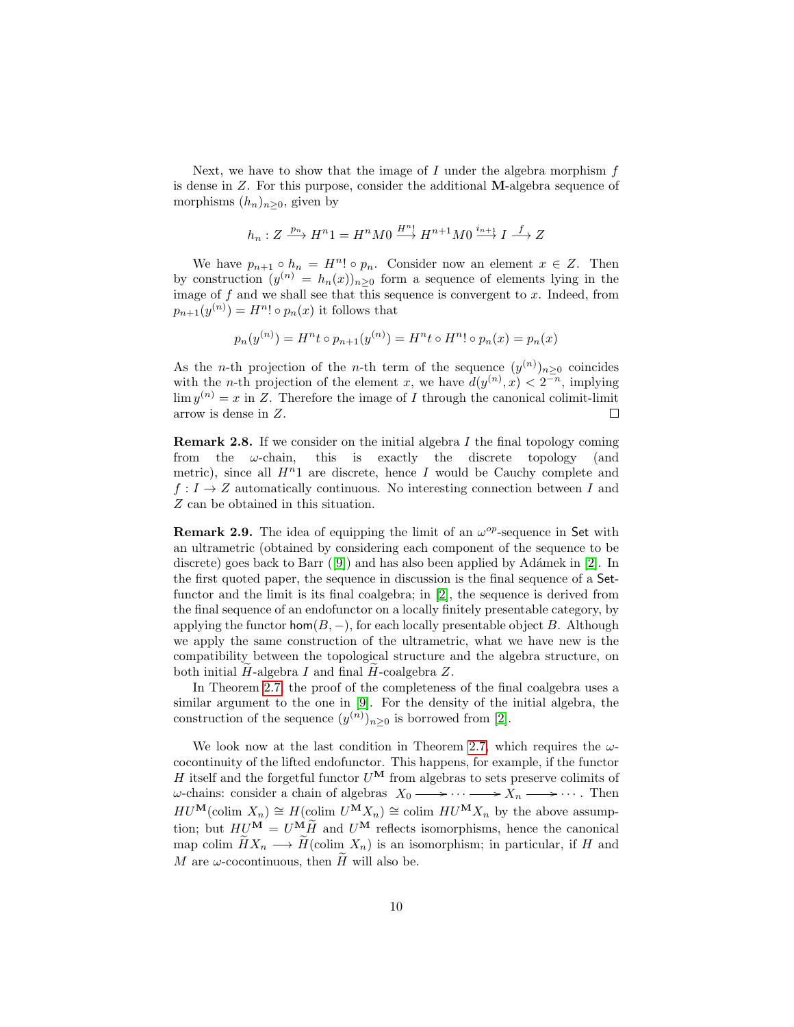Next, we have to show that the image of $I$ under the algebra morphism $f$ is dense in $Z$. For this purpose, consider the additional $\mathbf{M}$-algebra sequence of morphisms $(h_n)_{n\geq 0}$, given by

$$h_n : Z \xrightarrow{p_n} H^n 1 = H^n M0 \xrightarrow{H^n!} H^{n+1} M0 \xrightarrow{i_{n+1}} I \xrightarrow{f} Z$$

We have $p_{n+1} \circ h_n = H^n! \circ p_n$. Consider now an element $x \in Z$. Then by construction $(y^{(n)} = h_n(x))_{n\geq 0}$ form a sequence of elements lying in the image of $f$ and we shall see that this sequence is convergent to $x$. Indeed, from $p_{n+1}(y^{(n)}) = H^n! \circ p_n(x)$ it follows that

$$p_n(y^{(n)}) = H^n t \circ p_{n+1}(y^{(n)}) = H^n t \circ H^n! \circ p_n(x) = p_n(x)$$

As the $n$-th projection of the $n$-th term of the sequence $(y^{(n)})_{n\geq 0}$ coincides with the $n$-th projection of the element $x$, we have $d(y^{(n)}, x) < 2^{-n}$, implying $\lim y^{(n)} = x$ in $Z$. Therefore the image of $I$ through the canonical colimit-limit arrow is dense in $Z$. □

**Remark 2.8.** If we consider on the initial algebra $I$ the final topology coming from the $\omega$-chain, this is exactly the discrete topology (and metric), since all $H^n 1$ are discrete, hence $I$ would be Cauchy complete and $f : I \to Z$ automatically continuous. No interesting connection between $I$ and $Z$ can be obtained in this situation.

**Remark 2.9.** The idea of equipping the limit of an $\omega^{op}$-sequence in $\mathsf{Set}$ with an ultrametric (obtained by considering each component of the sequence to be discrete) goes back to Barr ([9]) and has also been applied by Adámek in [2]. In the first quoted paper, the sequence in discussion is the final sequence of a $\mathsf{Set}$-functor and the limit is its final coalgebra; in [2], the sequence is derived from the final sequence of an endofunctor on a locally finitely presentable category, by applying the functor $\mathsf{hom}(B, -)$, for each locally presentable object $B$. Although we apply the same construction of the ultrametric, what we have new is the compatibility between the topological structure and the algebra structure, on both initial $\widetilde{H}$-algebra $I$ and final $\widetilde{H}$-coalgebra $Z$.

In Theorem 2.7, the proof of the completeness of the final coalgebra uses a similar argument to the one in [9]. For the density of the initial algebra, the construction of the sequence $(y^{(n)})_{n\geq 0}$ is borrowed from [2].

We look now at the last condition in Theorem 2.7, which requires the $\omega$-cocontinuity of the lifted endofunctor. This happens, for example, if the functor $H$ itself and the forgetful functor $U^{\mathbf{M}}$ from algebras to sets preserve colimits of $\omega$-chains: consider a chain of algebras $X_0 \longrightarrow \cdots \longrightarrow X_n \longrightarrow \cdots$. Then $HU^{\mathbf{M}}(\text{colim } X_n) \cong H(\text{colim } U^{\mathbf{M}} X_n) \cong \text{colim } HU^{\mathbf{M}} X_n$ by the above assumption; but $HU^{\mathbf{M}} = U^{\mathbf{M}}\widetilde{H}$ and $U^{\mathbf{M}}$ reflects isomorphisms, hence the canonical map $\text{colim } \widetilde{H} X_n \longrightarrow \widetilde{H}(\text{colim } X_n)$ is an isomorphism; in particular, if $H$ and $M$ are $\omega$-cocontinuous, then $\widetilde{H}$ will also be.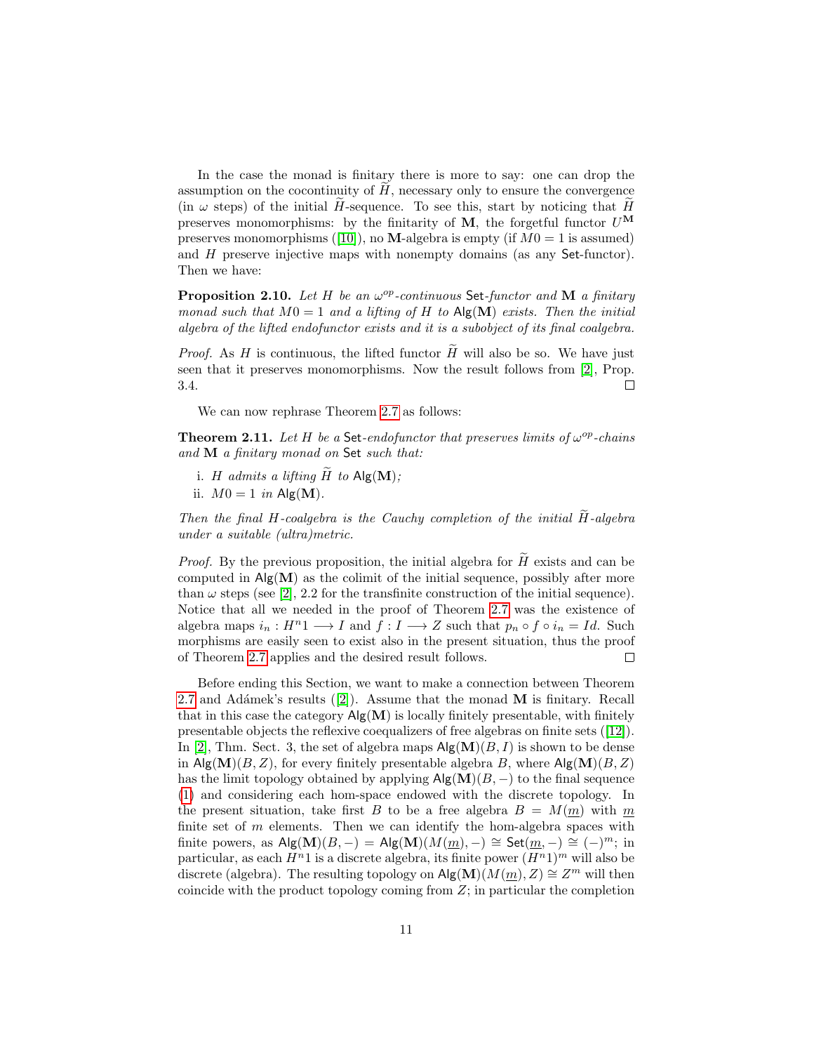In the case the monad is finitary there is more to say: one can drop the assumption on the cocontinuity of $\widetilde{H}$, necessary only to ensure the convergence (in $\omega$ steps) of the initial $\widetilde{H}$-sequence. To see this, start by noticing that $\widetilde{H}$ preserves monomorphisms: by the finitarity of $\mathbf{M}$, the forgetful functor $U^{\mathbf{M}}$ preserves monomorphisms ([10]), no $\mathbf{M}$-algebra is empty (if $M0 = 1$ is assumed) and $H$ preserve injective maps with nonempty domains (as any $\mathsf{Set}$-functor). Then we have:

**Proposition 2.10.** *Let $H$ be an $\omega^{op}$-continuous $\mathsf{Set}$-functor and $\mathbf{M}$ a finitary monad such that $M0 = 1$ and a lifting of $H$ to $\mathsf{Alg}(\mathbf{M})$ exists. Then the initial algebra of the lifted endofunctor exists and it is a subobject of its final coalgebra.*

*Proof.* As $H$ is continuous, the lifted functor $\widetilde{H}$ will also be so. We have just seen that it preserves monomorphisms. Now the result follows from [2], Prop. 3.4. $\square$

We can now rephrase Theorem 2.7 as follows:

**Theorem 2.11.** *Let $H$ be a $\mathsf{Set}$-endofunctor that preserves limits of $\omega^{op}$-chains and $\mathbf{M}$ a finitary monad on $\mathsf{Set}$ such that:*

i. *$H$ admits a lifting $\widetilde{H}$ to $\mathsf{Alg}(\mathbf{M})$;*
ii. *$M0 = 1$ in $\mathsf{Alg}(\mathbf{M})$.*

*Then the final $H$-coalgebra is the Cauchy completion of the initial $\widetilde{H}$-algebra under a suitable (ultra)metric.*

*Proof.* By the previous proposition, the initial algebra for $\widetilde{H}$ exists and can be computed in $\mathsf{Alg}(\mathbf{M})$ as the colimit of the initial sequence, possibly after more than $\omega$ steps (see [2], 2.2 for the transfinite construction of the initial sequence). Notice that all we needed in the proof of Theorem 2.7 was the existence of algebra maps $i_n : H^n1 \longrightarrow I$ and $f : I \longrightarrow Z$ such that $p_n \circ f \circ i_n = Id$. Such morphisms are easily seen to exist also in the present situation, thus the proof of Theorem 2.7 applies and the desired result follows. $\square$

Before ending this Section, we want to make a connection between Theorem 2.7 and Adámek's results ([2]). Assume that the monad $\mathbf{M}$ is finitary. Recall that in this case the category $\mathsf{Alg}(\mathbf{M})$ is locally finitely presentable, with finitely presentable objects the reflexive coequalizers of free algebras on finite sets ([12]). In [2], Thm. Sect. 3, the set of algebra maps $\mathsf{Alg}(\mathbf{M})(B, I)$ is shown to be dense in $\mathsf{Alg}(\mathbf{M})(B, Z)$, for every finitely presentable algebra $B$, where $\mathsf{Alg}(\mathbf{M})(B, Z)$ has the limit topology obtained by applying $\mathsf{Alg}(\mathbf{M})(B, -)$ to the final sequence (1) and considering each hom-space endowed with the discrete topology. In the present situation, take first $B$ to be a free algebra $B = M(\underline{m})$ with $\underline{m}$ finite set of $m$ elements. Then we can identify the hom-algebra spaces with finite powers, as $\mathsf{Alg}(\mathbf{M})(B, -) = \mathsf{Alg}(\mathbf{M})(M(\underline{m}), -) \cong \mathsf{Set}(\underline{m}, -) \cong (-)^m$; in particular, as each $H^n1$ is a discrete algebra, its finite power $(H^n1)^m$ will also be discrete (algebra). The resulting topology on $\mathsf{Alg}(\mathbf{M})(M(\underline{m}), Z) \cong Z^m$ will then coincide with the product topology coming from $Z$; in particular the completion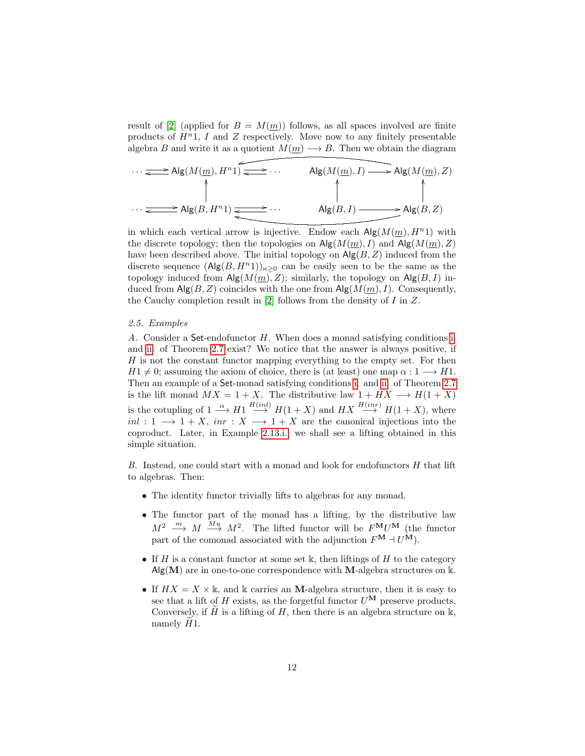result of [2] (applied for $B = M(\underline{m})$) follows, as all spaces involved are finite products of $H^n 1$, $I$ and $Z$ respectively. Move now to any finitely presentable algebra $B$ and write it as a quotient $M(\underline{m}) \longrightarrow B$. Then we obtain the diagram

$$\begin{array}{ccccccc}
\cdots \rightleftarrows & \mathsf{Alg}(M(\underline{m}), H^n 1) & \rightleftarrows \cdots & & \mathsf{Alg}(M(\underline{m}), I) & \longrightarrow & \mathsf{Alg}(M(\underline{m}), Z) \\
& \uparrow & & & \uparrow & & \uparrow \\
\cdots \rightleftarrows & \mathsf{Alg}(B, H^n 1) & \rightleftarrows \cdots & & \mathsf{Alg}(B, I) & \longrightarrow & \mathsf{Alg}(B, Z)
\end{array}$$

in which each vertical arrow is injective. Endow each $\mathsf{Alg}(M(\underline{m}), H^n 1)$ with the discrete topology; then the topologies on $\mathsf{Alg}(M(\underline{m}), I)$ and $\mathsf{Alg}(M(\underline{m}), Z)$ have been described above. The initial topology on $\mathsf{Alg}(B, Z)$ induced from the discrete sequence $(\mathsf{Alg}(B, H^n 1))_{n \geq 0}$ can be easily seen to be the same as the topology induced from $\mathsf{Alg}(M(\underline{m}), Z)$; similarly, the topology on $\mathsf{Alg}(B, I)$ induced from $\mathsf{Alg}(B, Z)$ coincides with the one from $\mathsf{Alg}(M(\underline{m}), I)$. Consequently, the Cauchy completion result in [2] follows from the density of $I$ in $Z$.

*2.5. Examples*

*A.* Consider a $\mathsf{Set}$-endofunctor $H$. When does a monad satisfying conditions i. and ii. of Theorem 2.7 exist? We notice that the answer is always positive, if $H$ is not the constant functor mapping everything to the empty set. For then $H1 \neq 0$; assuming the axiom of choice, there is (at least) one map $\alpha : 1 \longrightarrow H1$. Then an example of a $\mathsf{Set}$-monad satisfying conditions i. and ii. of Theorem 2.7 is the lift monad $MX = 1 + X$. The distributive law $1 + HX \longrightarrow H(1 + X)$ is the cotupling of $1 \overset{\alpha}{\longrightarrow} H1 \overset{H(inl)}{\longrightarrow} H(1 + X)$ and $HX \overset{H(inr)}{\longrightarrow} H(1 + X)$, where $inl : 1 \longrightarrow 1 + X$, $inr : X \longrightarrow 1 + X$ are the canonical injections into the coproduct. Later, in Example 2.13.i. we shall see a lifting obtained in this simple situation.

*B.* Instead, one could start with a monad and look for endofunctors $H$ that lift to algebras. Then:

- The identity functor trivially lifts to algebras for any monad.
- The functor part of the monad has a lifting, by the distributive law $M^2 \overset{m}{\longrightarrow} M \overset{Mu}{\longrightarrow} M^2$. The lifted functor will be $F^{\mathbf{M}} U^{\mathbf{M}}$ (the functor part of the comonad associated with the adjunction $F^{\mathbf{M}} \dashv U^{\mathbf{M}}$).
- If $H$ is a constant functor at some set $\Bbbk$, then liftings of $H$ to the category $\mathsf{Alg}(\mathbf{M})$ are in one-to-one correspondence with $\mathbf{M}$-algebra structures on $\Bbbk$.
- If $HX = X \times \Bbbk$, and $\Bbbk$ carries an $\mathbf{M}$-algebra structure, then it is easy to see that a lift of $H$ exists, as the forgetful functor $U^{\mathbf{M}}$ preserve products. Conversely, if $\widetilde{H}$ is a lifting of $H$, then there is an algebra structure on $\Bbbk$, namely $\widetilde{H}1$.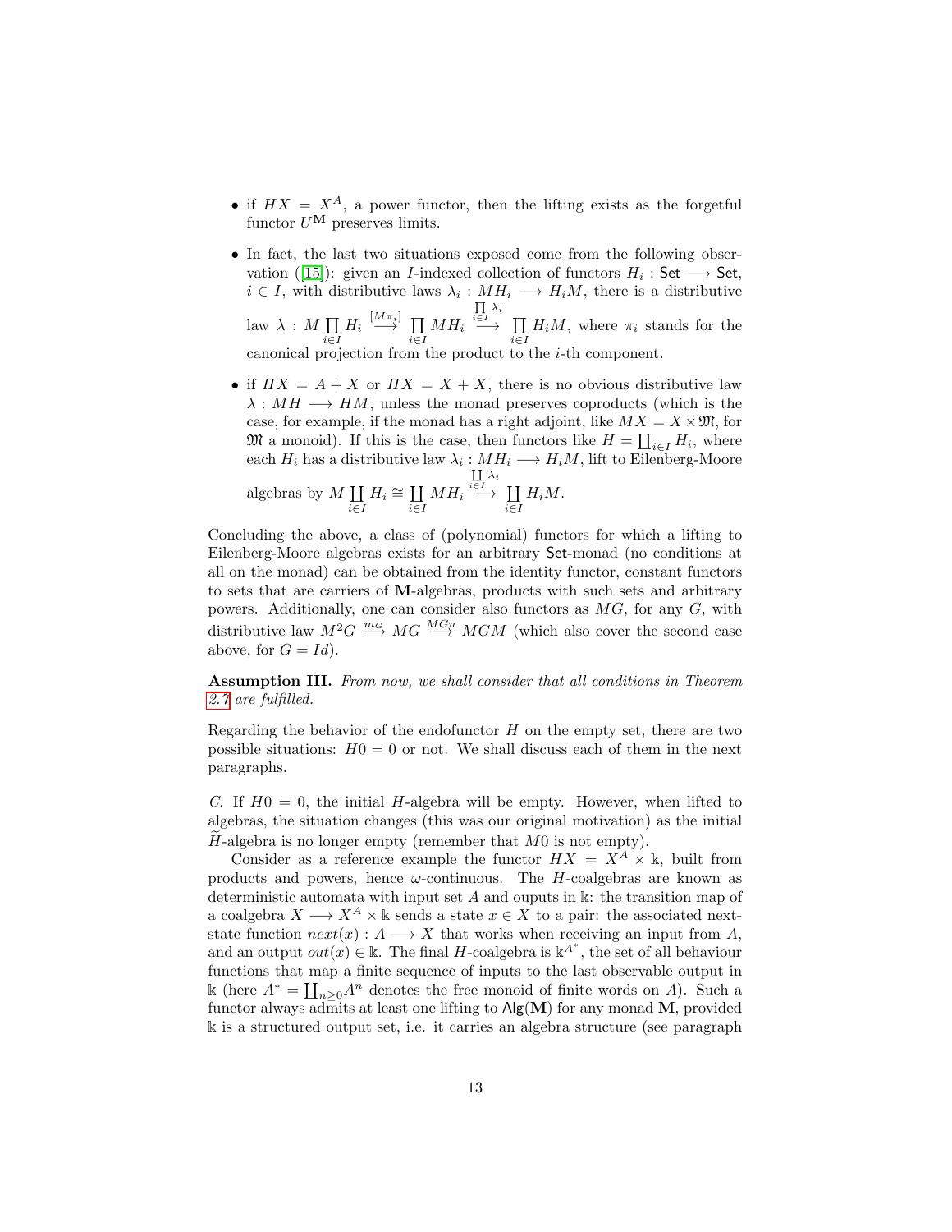- if $HX = X^A$, a power functor, then the lifting exists as the forgetful functor $U^{\mathbf{M}}$ preserves limits.
- In fact, the last two situations exposed come from the following observation ([15]): given an $I$-indexed collection of functors $H_i : \mathsf{Set} \longrightarrow \mathsf{Set}$, $i \in I$, with distributive laws $\lambda_i : MH_i \longrightarrow H_iM$, there is a distributive law $\lambda : M \prod_{i\in I} H_i \xrightarrow{[M\pi_i]} \prod_{i\in I} MH_i \xrightarrow{\prod_{i\in I}\lambda_i} \prod_{i\in I} H_iM$, where $\pi_i$ stands for the canonical projection from the product to the $i$-th component.
- if $HX = A + X$ or $HX = X + X$, there is no obvious distributive law $\lambda : MH \longrightarrow HM$, unless the monad preserves coproducts (which is the case, for example, if the monad has a right adjoint, like $MX = X \times \mathfrak{M}$, for $\mathfrak{M}$ a monoid). If this is the case, then functors like $H = \coprod_{i\in I} H_i$, where each $H_i$ has a distributive law $\lambda_i : MH_i \longrightarrow H_iM$, lift to Eilenberg-Moore algebras by $M \coprod_{i\in I} H_i \cong \coprod_{i\in I} MH_i \xrightarrow{\coprod_{i\in I}\lambda_i} \coprod_{i\in I} H_iM$.

Concluding the above, a class of (polynomial) functors for which a lifting to Eilenberg-Moore algebras exists for an arbitrary $\mathsf{Set}$-monad (no conditions at all on the monad) can be obtained from the identity functor, constant functors to sets that are carriers of $\mathbf{M}$-algebras, products with such sets and arbitrary powers. Additionally, one can consider also functors as $MG$, for any $G$, with distributive law $M^2G \xrightarrow{m_G} MG \xrightarrow{MGu} MGM$ (which also cover the second case above, for $G = Id$).

**Assumption III.** *From now, we shall consider that all conditions in Theorem 2.7 are fulfilled.*

Regarding the behavior of the endofunctor $H$ on the empty set, there are two possible situations: $H0 = 0$ or not. We shall discuss each of them in the next paragraphs.

*C.* If $H0 = 0$, the initial $H$-algebra will be empty. However, when lifted to algebras, the situation changes (this was our original motivation) as the initial $\widetilde{H}$-algebra is no longer empty (remember that $M0$ is not empty).

Consider as a reference example the functor $HX = X^A \times \Bbbk$, built from products and powers, hence $\omega$-continuous. The $H$-coalgebras are known as deterministic automata with input set $A$ and ouputs in $\Bbbk$: the transition map of a coalgebra $X \longrightarrow X^A \times \Bbbk$ sends a state $x \in X$ to a pair: the associated next-state function $next(x) : A \longrightarrow X$ that works when receiving an input from $A$, and an output $out(x) \in \Bbbk$. The final $H$-coalgebra is $\Bbbk^{A^*}$, the set of all behaviour functions that map a finite sequence of inputs to the last observable output in $\Bbbk$ (here $A^* = \coprod_{n\geq 0} A^n$ denotes the free monoid of finite words on $A$). Such a functor always admits at least one lifting to $\mathsf{Alg}(\mathbf{M})$ for any monad $\mathbf{M}$, provided $\Bbbk$ is a structured output set, i.e. it carries an algebra structure (see paragraph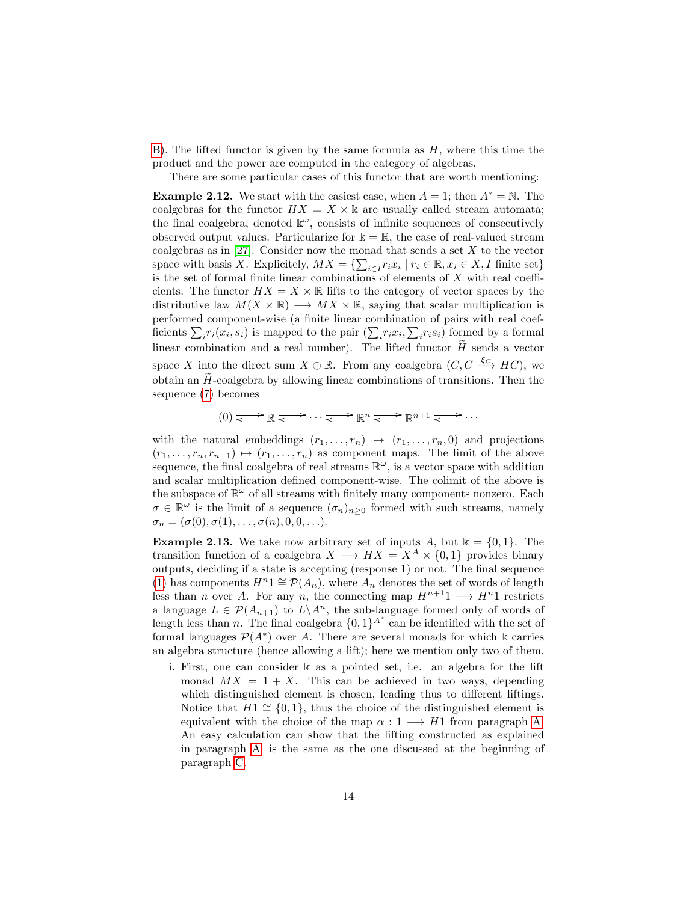B). The lifted functor is given by the same formula as $H$, where this time the product and the power are computed in the category of algebras.

There are some particular cases of this functor that are worth mentioning:

**Example 2.12.** We start with the easiest case, when $A = 1$; then $A^* = \mathbb{N}$. The coalgebras for the functor $HX = X \times \Bbbk$ are usually called stream automata; the final coalgebra, denoted $\Bbbk^\omega$, consists of infinite sequences of consecutively observed output values. Particularize for $\Bbbk = \mathbb{R}$, the case of real-valued stream coalgebras as in [27]. Consider now the monad that sends a set $X$ to the vector space with basis $X$. Explicitely, $MX = \{\sum_{i \in I} r_i x_i \mid r_i \in \mathbb{R}, x_i \in X, I \text{ finite set}\}$ is the set of formal finite linear combinations of elements of $X$ with real coefficients. The functor $HX = X \times \mathbb{R}$ lifts to the category of vector spaces by the distributive law $M(X \times \mathbb{R}) \longrightarrow MX \times \mathbb{R}$, saying that scalar multiplication is performed component-wise (a finite linear combination of pairs with real coefficients $\sum_i r_i(x_i, s_i)$ is mapped to the pair $(\sum_i r_i x_i, \sum_i r_i s_i)$ formed by a formal linear combination and a real number). The lifted functor $\widetilde{H}$ sends a vector space $X$ into the direct sum $X \oplus \mathbb{R}$. From any coalgebra $(C, C \xrightarrow{\xi_C} HC)$, we obtain an $\widetilde{H}$-coalgebra by allowing linear combinations of transitions. Then the sequence (7) becomes

$$(0) \rightleftarrows \mathbb{R} \rightleftarrows \cdots \rightleftarrows \mathbb{R}^n \rightleftarrows \mathbb{R}^{n+1} \rightleftarrows \cdots$$

with the natural embeddings $(r_1, \ldots, r_n) \mapsto (r_1, \ldots, r_n, 0)$ and projections $(r_1, \ldots, r_n, r_{n+1}) \mapsto (r_1, \ldots, r_n)$ as component maps. The limit of the above sequence, the final coalgebra of real streams $\mathbb{R}^\omega$, is a vector space with addition and scalar multiplication defined component-wise. The colimit of the above is the subspace of $\mathbb{R}^\omega$ of all streams with finitely many components nonzero. Each $\sigma \in \mathbb{R}^\omega$ is the limit of a sequence $(\sigma_n)_{n \geq 0}$ formed with such streams, namely $\sigma_n = (\sigma(0), \sigma(1), \ldots, \sigma(n), 0, 0, \ldots)$.

**Example 2.13.** We take now arbitrary set of inputs $A$, but $\Bbbk = \{0, 1\}$. The transition function of a coalgebra $X \longrightarrow HX = X^A \times \{0, 1\}$ provides binary outputs, deciding if a state is accepting (response 1) or not. The final sequence (1) has components $H^n 1 \cong \mathcal{P}(A_n)$, where $A_n$ denotes the set of words of length less than $n$ over $A$. For any $n$, the connecting map $H^{n+1}1 \longrightarrow H^n 1$ restricts a language $L \in \mathcal{P}(A_{n+1})$ to $L \backslash A^n$, the sub-language formed only of words of length less than $n$. The final coalgebra $\{0, 1\}^{A^*}$ can be identified with the set of formal languages $\mathcal{P}(A^*)$ over $A$. There are several monads for which $\Bbbk$ carries an algebra structure (hence allowing a lift); here we mention only two of them.

i. First, one can consider $\Bbbk$ as a pointed set, i.e. an algebra for the lift monad $MX = 1 + X$. This can be achieved in two ways, depending which distinguished element is chosen, leading thus to different liftings. Notice that $H1 \cong \{0, 1\}$, thus the choice of the distinguished element is equivalent with the choice of the map $\alpha : 1 \longrightarrow H1$ from paragraph A. An easy calculation can show that the lifting constructed as explained in paragraph A. is the same as the one discussed at the beginning of paragraph C.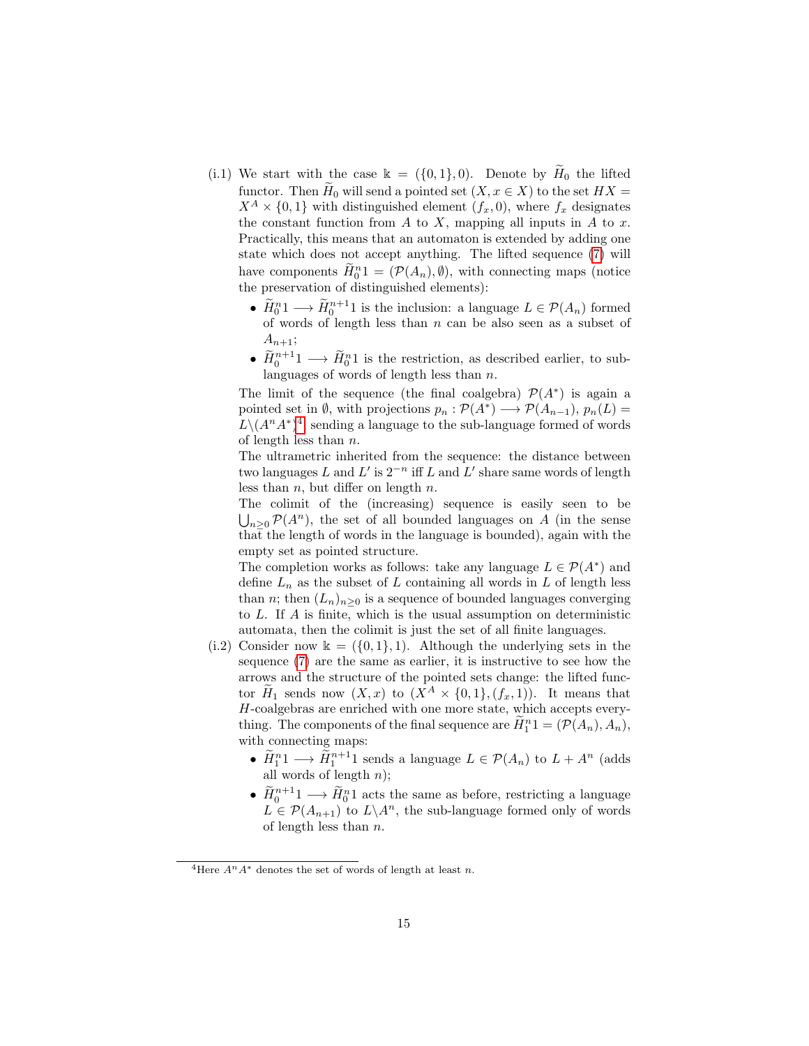(i.1) We start with the case $\Bbbk = (\{0,1\}, 0)$. Denote by $\widetilde{H}_0$ the lifted functor. Then $\widetilde{H}_0$ will send a pointed set $(X, x \in X)$ to the set $HX = X^A \times \{0,1\}$ with distinguished element $(f_x, 0)$, where $f_x$ designates the constant function from $A$ to $X$, mapping all inputs in $A$ to $x$. Practically, this means that an automaton is extended by adding one state which does not accept anything. The lifted sequence (7) will have components $\widetilde{H}_0^n 1 = (\mathcal{P}(A_n), \emptyset)$, with connecting maps (notice the preservation of distinguished elements):

- $\widetilde{H}_0^n 1 \longrightarrow \widetilde{H}_0^{n+1} 1$ is the inclusion: a language $L \in \mathcal{P}(A_n)$ formed of words of length less than $n$ can be also seen as a subset of $A_{n+1}$;
- $\widetilde{H}_0^{n+1} 1 \longrightarrow \widetilde{H}_0^n 1$ is the restriction, as described earlier, to sub-languages of words of length less than $n$.

The limit of the sequence (the final coalgebra) $\mathcal{P}(A^*)$ is again a pointed set in $\emptyset$, with projections $p_n : \mathcal{P}(A^*) \longrightarrow \mathcal{P}(A_{n-1})$, $p_n(L) = L \backslash (A^n A^*)$[4], sending a language to the sub-language formed of words of length less than $n$.

The ultrametric inherited from the sequence: the distance between two languages $L$ and $L'$ is $2^{-n}$ iff $L$ and $L'$ share same words of length less than $n$, but differ on length $n$.

The colimit of the (increasing) sequence is easily seen to be $\bigcup_{n \geq 0} \mathcal{P}(A^n)$, the set of all bounded languages on $A$ (in the sense that the length of words in the language is bounded), again with the empty set as pointed structure.

The completion works as follows: take any language $L \in \mathcal{P}(A^*)$ and define $L_n$ as the subset of $L$ containing all words in $L$ of length less than $n$; then $(L_n)_{n \geq 0}$ is a sequence of bounded languages converging to $L$. If $A$ is finite, which is the usual assumption on deterministic automata, then the colimit is just the set of all finite languages.

(i.2) Consider now $\Bbbk = (\{0,1\}, 1)$. Although the underlying sets in the sequence (7) are the same as earlier, it is instructive to see how the arrows and the structure of the pointed sets change: the lifted functor $\widetilde{H}_1$ sends now $(X, x)$ to $(X^A \times \{0,1\}, (f_x, 1))$. It means that $H$-coalgebras are enriched with one more state, which accepts everything. The components of the final sequence are $\widetilde{H}_1^n 1 = (\mathcal{P}(A_n), A_n)$, with connecting maps:

- $\widetilde{H}_1^n 1 \longrightarrow \widetilde{H}_1^{n+1} 1$ sends a language $L \in \mathcal{P}(A_n)$ to $L + A^n$ (adds all words of length $n$);
- $\widetilde{H}_0^{n+1} 1 \longrightarrow \widetilde{H}_0^n 1$ acts the same as before, restricting a language $L \in \mathcal{P}(A_{n+1})$ to $L \backslash A^n$, the sub-language formed only of words of length less than $n$.

[4] Here $A^n A^*$ denotes the set of words of length at least $n$.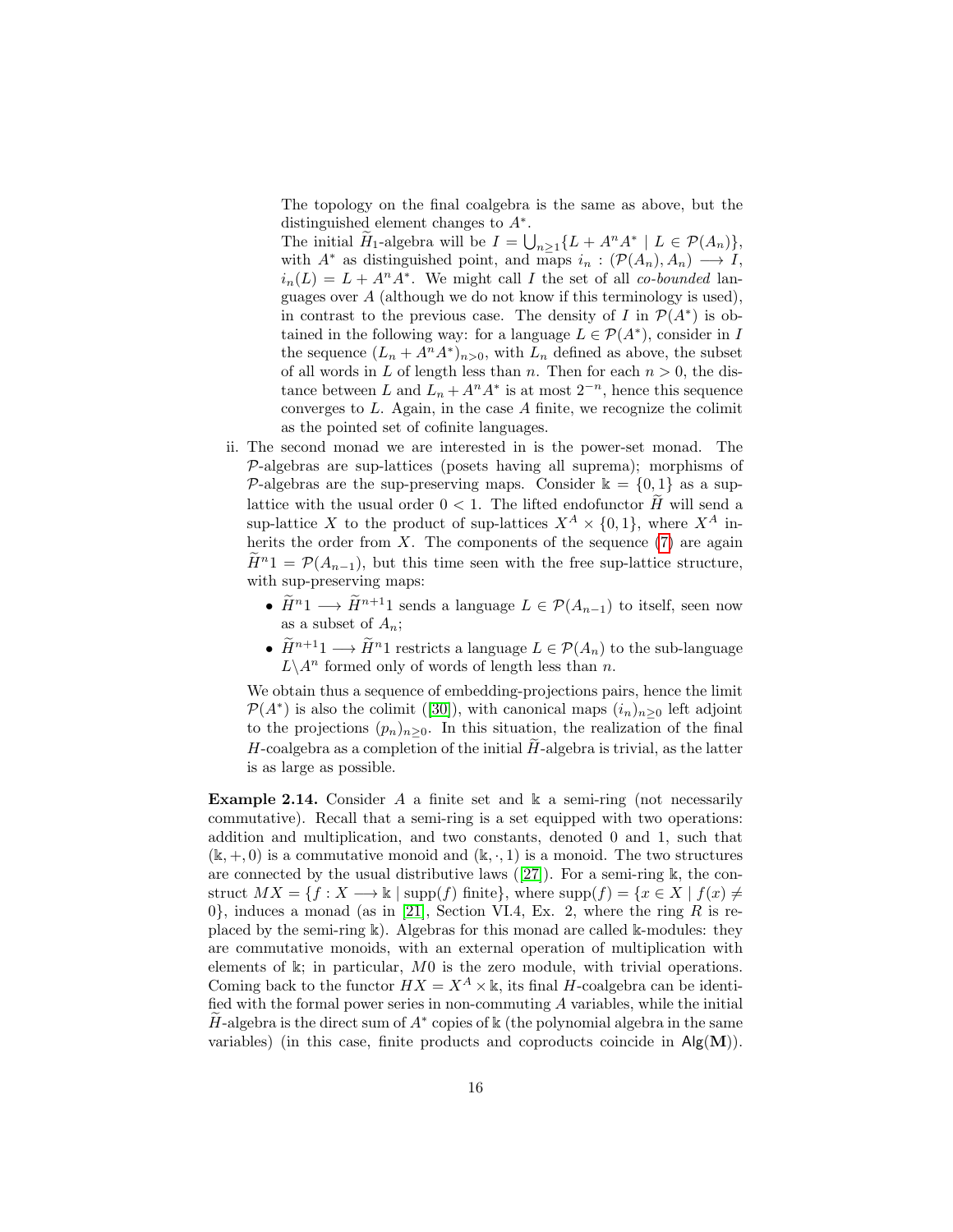The topology on the final coalgebra is the same as above, but the distinguished element changes to $A^*$.

The initial $\widetilde{H}_1$-algebra will be $I = \bigcup_{n\geq 1}\{L + A^n A^* \mid L \in \mathcal{P}(A_n)\}$, with $A^*$ as distinguished point, and maps $i_n : (\mathcal{P}(A_n), A_n) \longrightarrow I$, $i_n(L) = L + A^n A^*$. We might call $I$ the set of all *co-bounded* languages over $A$ (although we do not know if this terminology is used), in contrast to the previous case. The density of $I$ in $\mathcal{P}(A^*)$ is obtained in the following way: for a language $L \in \mathcal{P}(A^*)$, consider in $I$ the sequence $(L_n + A^n A^*)_{n>0}$, with $L_n$ defined as above, the subset of all words in $L$ of length less than $n$. Then for each $n > 0$, the distance between $L$ and $L_n + A^n A^*$ is at most $2^{-n}$, hence this sequence converges to $L$. Again, in the case $A$ finite, we recognize the colimit as the pointed set of cofinite languages.

ii. The second monad we are interested in is the power-set monad. The $\mathcal{P}$-algebras are sup-lattices (posets having all suprema); morphisms of $\mathcal{P}$-algebras are the sup-preserving maps. Consider $\Bbbk = \{0, 1\}$ as a sup-lattice with the usual order $0 < 1$. The lifted endofunctor $\widetilde{H}$ will send a sup-lattice $X$ to the product of sup-lattices $X^A \times \{0, 1\}$, where $X^A$ inherits the order from $X$. The components of the sequence (7) are again $\widetilde{H}^n 1 = \mathcal{P}(A_{n-1})$, but this time seen with the free sup-lattice structure, with sup-preserving maps:

- $\widetilde{H}^n 1 \longrightarrow \widetilde{H}^{n+1} 1$ sends a language $L \in \mathcal{P}(A_{n-1})$ to itself, seen now as a subset of $A_n$;
- $\widetilde{H}^{n+1} 1 \longrightarrow \widetilde{H}^n 1$ restricts a language $L \in \mathcal{P}(A_n)$ to the sub-language $L \backslash A^n$ formed only of words of length less than $n$.

We obtain thus a sequence of embedding-projections pairs, hence the limit $\mathcal{P}(A^*)$ is also the colimit ([30]), with canonical maps $(i_n)_{n\geq 0}$ left adjoint to the projections $(p_n)_{n\geq 0}$. In this situation, the realization of the final $H$-coalgebra as a completion of the initial $\widetilde{H}$-algebra is trivial, as the latter is as large as possible.

**Example 2.14.** Consider $A$ a finite set and $\Bbbk$ a semi-ring (not necessarily commutative). Recall that a semi-ring is a set equipped with two operations: addition and multiplication, and two constants, denoted 0 and 1, such that $(\Bbbk, +, 0)$ is a commutative monoid and $(\Bbbk, \cdot, 1)$ is a monoid. The two structures are connected by the usual distributive laws ([27]). For a semi-ring $\Bbbk$, the construct $MX = \{f : X \longrightarrow \Bbbk \mid \mathrm{supp}(f) \text{ finite}\}$, where $\mathrm{supp}(f) = \{x \in X \mid f(x) \neq 0\}$, induces a monad (as in [21], Section VI.4, Ex. 2, where the ring $R$ is replaced by the semi-ring $\Bbbk$). Algebras for this monad are called $\Bbbk$-modules: they are commutative monoids, with an external operation of multiplication with elements of $\Bbbk$; in particular, $M0$ is the zero module, with trivial operations. Coming back to the functor $HX = X^A \times \Bbbk$, its final $H$-coalgebra can be identified with the formal power series in non-commuting $A$ variables, while the initial $\widetilde{H}$-algebra is the direct sum of $A^*$ copies of $\Bbbk$ (the polynomial algebra in the same variables) (in this case, finite products and coproducts coincide in $\mathsf{Alg}(\mathbf{M})$).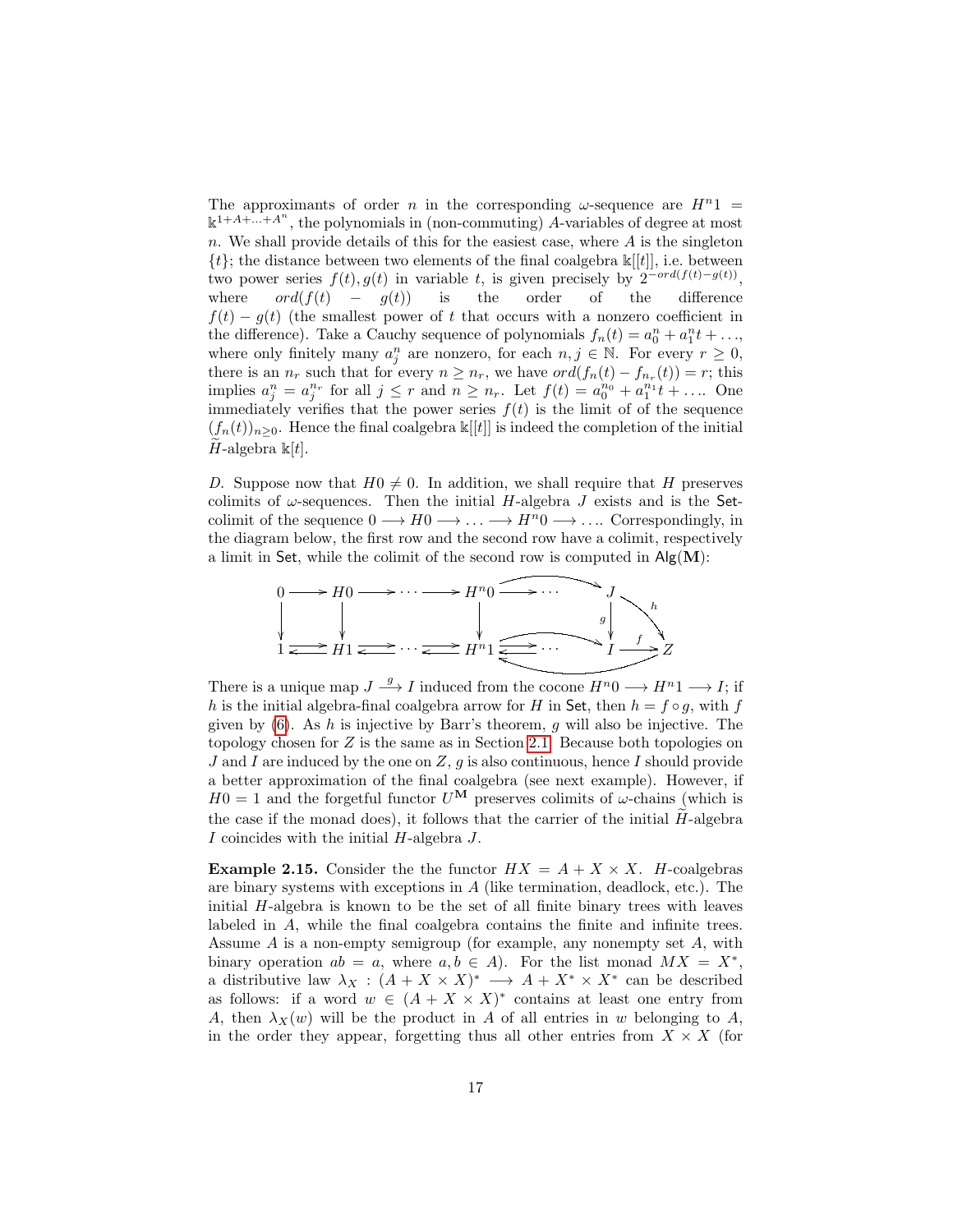The approximants of order $n$ in the corresponding $\omega$-sequence are $H^n 1 = \Bbbk^{1+A+\ldots+A^n}$, the polynomials in (non-commuting) $A$-variables of degree at most $n$. We shall provide details of this for the easiest case, where $A$ is the singleton $\{t\}$; the distance between two elements of the final coalgebra $\Bbbk[[t]]$, i.e. between two power series $f(t), g(t)$ in variable $t$, is given precisely by $2^{-ord(f(t)-g(t))}$, where $ord(f(t) - g(t))$ is the order of the difference $f(t) - g(t)$ (the smallest power of $t$ that occurs with a nonzero coefficient in the difference). Take a Cauchy sequence of polynomials $f_n(t) = a_0^n + a_1^n t + \ldots$, where only finitely many $a_j^n$ are nonzero, for each $n, j \in \mathbb{N}$. For every $r \geq 0$, there is an $n_r$ such that for every $n \geq n_r$, we have $ord(f_n(t) - f_{n_r}(t)) = r$; this implies $a_j^n = a_j^{n_r}$ for all $j \leq r$ and $n \geq n_r$. Let $f(t) = a_0^{n_0} + a_1^{n_1} t + \ldots$. One immediately verifies that the power series $f(t)$ is the limit of of the sequence $(f_n(t))_{n\geq 0}$. Hence the final coalgebra $\Bbbk[[t]]$ is indeed the completion of the initial $\widetilde{H}$-algebra $\Bbbk[t]$.

*D.* Suppose now that $H0 \neq 0$. In addition, we shall require that $H$ preserves colimits of $\omega$-sequences. Then the initial $H$-algebra $J$ exists and is the Set-colimit of the sequence $0 \longrightarrow H0 \longrightarrow \ldots \longrightarrow H^n 0 \longrightarrow \ldots$. Correspondingly, in the diagram below, the first row and the second row have a colimit, respectively a limit in Set, while the colimit of the second row is computed in $\mathsf{Alg}(\mathbf{M})$:

$$
\begin{array}{ccccccccccc}
0 & \longrightarrow & H0 & \longrightarrow \cdots \longrightarrow & H^n 0 & \longrightarrow \cdots & J & & \\
\downarrow & & \downarrow & & \downarrow & & \downarrow g & \searrow h & \\
1 & \rightleftarrows & H1 & \rightleftarrows \cdots \rightleftarrows & H^n 1 & \rightleftarrows \cdots & I & \xrightarrow{f} & Z
\end{array}
$$

There is a unique map $J \xrightarrow{g} I$ induced from the cocone $H^n 0 \longrightarrow H^n 1 \longrightarrow I$; if $h$ is the initial algebra-final coalgebra arrow for $H$ in Set, then $h = f \circ g$, with $f$ given by (6). As $h$ is injective by Barr's theorem, $g$ will also be injective. The topology chosen for $Z$ is the same as in Section 2.1. Because both topologies on $J$ and $I$ are induced by the one on $Z$, $g$ is also continuous, hence $I$ should provide a better approximation of the final coalgebra (see next example). However, if $H0 = 1$ and the forgetful functor $U^{\mathbf{M}}$ preserves colimits of $\omega$-chains (which is the case if the monad does), it follows that the carrier of the initial $\widetilde{H}$-algebra $I$ coincides with the initial $H$-algebra $J$.

**Example 2.15.** Consider the the functor $HX = A + X \times X$. $H$-coalgebras are binary systems with exceptions in $A$ (like termination, deadlock, etc.). The initial $H$-algebra is known to be the set of all finite binary trees with leaves labeled in $A$, while the final coalgebra contains the finite and infinite trees. Assume $A$ is a non-empty semigroup (for example, any nonempty set $A$, with binary operation $ab = a$, where $a, b \in A$). For the list monad $MX = X^*$, a distributive law $\lambda_X : (A + X \times X)^* \longrightarrow A + X^* \times X^*$ can be described as follows: if a word $w \in (A + X \times X)^*$ contains at least one entry from $A$, then $\lambda_X(w)$ will be the product in $A$ of all entries in $w$ belonging to $A$, in the order they appear, forgetting thus all other entries from $X \times X$ (for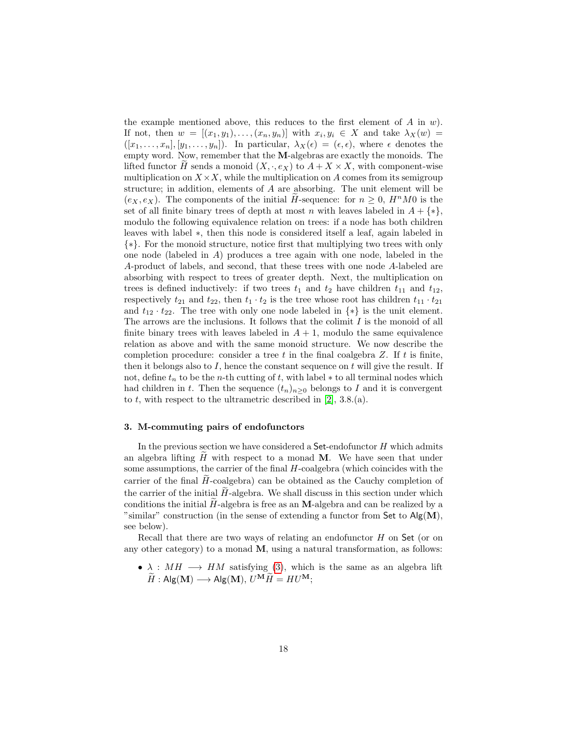the example mentioned above, this reduces to the first element of $A$ in $w$). If not, then $w = [(x_1, y_1), \ldots, (x_n, y_n)]$ with $x_i, y_i \in X$ and take $\lambda_X(w) = ([x_1, \ldots, x_n], [y_1, \ldots, y_n])$. In particular, $\lambda_X(\epsilon) = (\epsilon, \epsilon)$, where $\epsilon$ denotes the empty word. Now, remember that the $\mathbf{M}$-algebras are exactly the monoids. The lifted functor $\widetilde{H}$ sends a monoid $(X, \cdot, e_X)$ to $A + X \times X$, with component-wise multiplication on $X \times X$, while the multiplication on $A$ comes from its semigroup structure; in addition, elements of $A$ are absorbing. The unit element will be $(e_X, e_X)$. The components of the initial $\widetilde{H}$-sequence: for $n \geq 0$, $H^n M0$ is the set of all finite binary trees of depth at most $n$ with leaves labeled in $A + \{*\}$, modulo the following equivalence relation on trees: if a node has both children leaves with label $*$, then this node is considered itself a leaf, again labeled in $\{*\}$. For the monoid structure, notice first that multiplying two trees with only one node (labeled in $A$) produces a tree again with one node, labeled in the $A$-product of labels, and second, that these trees with one node $A$-labeled are absorbing with respect to trees of greater depth. Next, the multiplication on trees is defined inductively: if two trees $t_1$ and $t_2$ have children $t_{11}$ and $t_{12}$, respectively $t_{21}$ and $t_{22}$, then $t_1 \cdot t_2$ is the tree whose root has children $t_{11} \cdot t_{21}$ and $t_{12} \cdot t_{22}$. The tree with only one node labeled in $\{*\}$ is the unit element. The arrows are the inclusions. It follows that the colimit $I$ is the monoid of all finite binary trees with leaves labeled in $A + 1$, modulo the same equivalence relation as above and with the same monoid structure. We now describe the completion procedure: consider a tree $t$ in the final coalgebra $Z$. If $t$ is finite, then it belongs also to $I$, hence the constant sequence on $t$ will give the result. If not, define $t_n$ to be the $n$-th cutting of $t$, with label $*$ to all terminal nodes which had children in $t$. Then the sequence $(t_n)_{n \geq 0}$ belongs to $I$ and it is convergent to $t$, with respect to the ultrametric described in [2], 3.8.(a).

## 3. M-commuting pairs of endofunctors

In the previous section we have considered a $\mathsf{Set}$-endofunctor $H$ which admits an algebra lifting $\widetilde{H}$ with respect to a monad $\mathbf{M}$. We have seen that under some assumptions, the carrier of the final $H$-coalgebra (which coincides with the carrier of the final $\widetilde{H}$-coalgebra) can be obtained as the Cauchy completion of the carrier of the initial $\widetilde{H}$-algebra. We shall discuss in this section under which conditions the initial $\widetilde{H}$-algebra is free as an $\mathbf{M}$-algebra and can be realized by a "similar" construction (in the sense of extending a functor from $\mathsf{Set}$ to $\mathsf{Alg}(\mathbf{M})$, see below).

Recall that there are two ways of relating an endofunctor $H$ on $\mathsf{Set}$ (or on any other category) to a monad $\mathbf{M}$, using a natural transformation, as follows:

- $\lambda : MH \longrightarrow HM$ satisfying (3), which is the same as an algebra lift $\widetilde{H} : \mathsf{Alg}(\mathbf{M}) \longrightarrow \mathsf{Alg}(\mathbf{M})$, $U^{\mathbf{M}}\widetilde{H} = HU^{\mathbf{M}}$;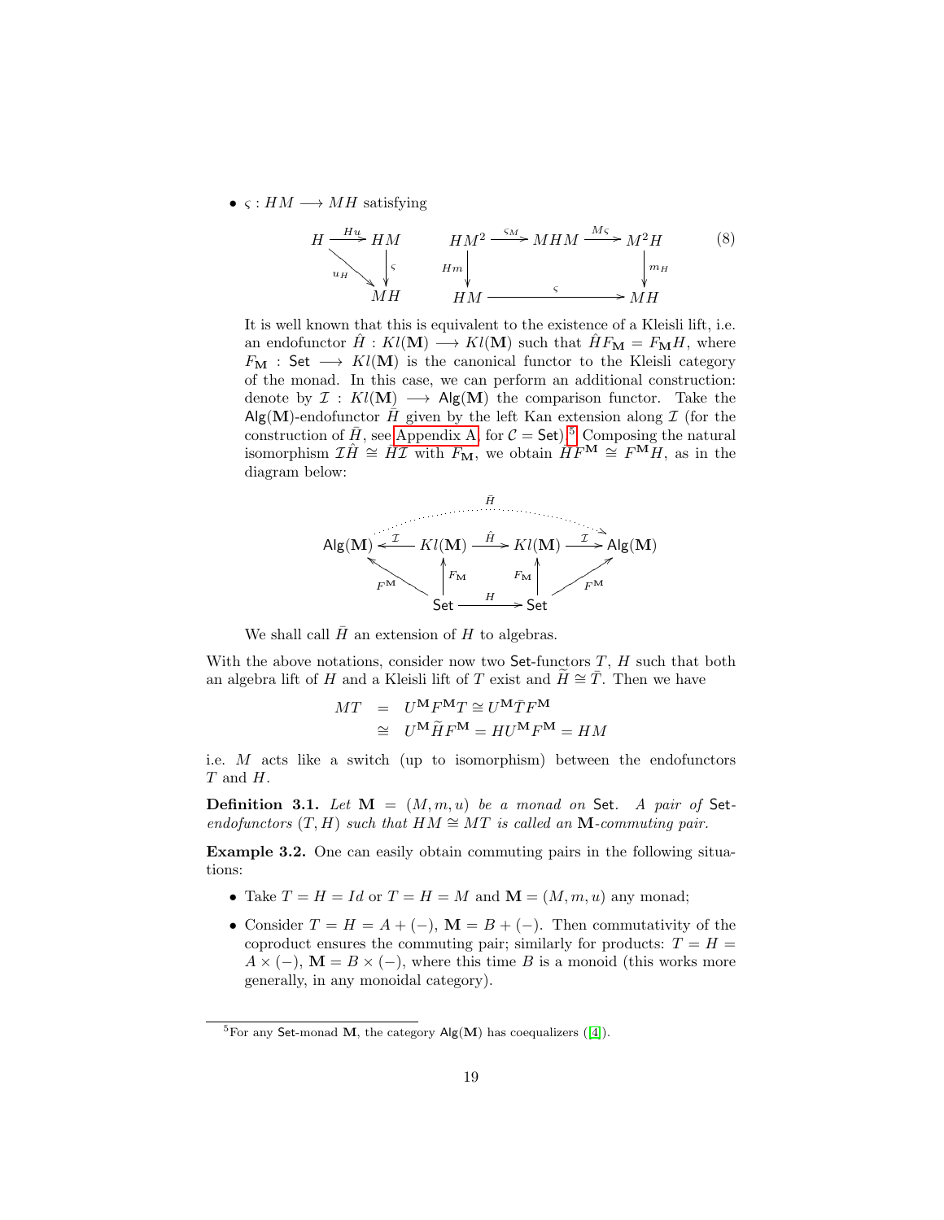- $\varsigma : HM \longrightarrow MH$ satisfying

$$
\begin{array}{ccc}
H & \xrightarrow{Hu} & HM \\
& \searrow^{u_H} & \downarrow \varsigma \\
& & MH
\end{array}
\qquad
\begin{array}{ccccc}
HM^2 & \xrightarrow{\varsigma_M} & MHM & \xrightarrow{M\varsigma} & M^2H \\
\downarrow Hm & & & & \downarrow m_H \\
HM & & \xrightarrow{\varsigma} & & MH
\end{array}
\tag{8}
$$

It is well known that this is equivalent to the existence of a Kleisli lift, i.e. an endofunctor $\hat{H} : Kl(\mathbf{M}) \longrightarrow Kl(\mathbf{M})$ such that $\hat{H}F_{\mathbf{M}} = F_{\mathbf{M}}H$, where $F_{\mathbf{M}} : \mathsf{Set} \longrightarrow Kl(\mathbf{M})$ is the canonical functor to the Kleisli category of the monad. In this case, we can perform an additional construction: denote by $\mathcal{I} : Kl(\mathbf{M}) \longrightarrow \mathsf{Alg}(\mathbf{M})$ the comparison functor. Take the $\mathsf{Alg}(\mathbf{M})$-endofunctor $\bar{H}$ given by the left Kan extension along $\mathcal{I}$ (for the construction of $\bar{H}$, see Appendix A for $\mathcal{C} = \mathsf{Set}$).[5] Composing the natural isomorphism $\mathcal{I}\hat{H} \cong \bar{H}\mathcal{I}$ with $F_{\mathbf{M}}$, we obtain $\bar{H}F^{\mathbf{M}} \cong F^{\mathbf{M}}H$, as in the diagram below:

$$
\begin{array}{ccccccc}
\mathsf{Alg}(\mathbf{M}) & \xleftarrow{\mathcal{I}} & Kl(\mathbf{M}) & \xrightarrow{\hat{H}} & Kl(\mathbf{M}) & \xrightarrow{\mathcal{I}} & \mathsf{Alg}(\mathbf{M}) \\
& \nwarrow^{F^{\mathbf{M}}} & \uparrow F_{\mathbf{M}} & & \uparrow F_{\mathbf{M}} & \nearrow_{F^{\mathbf{M}}} & \\
& & \mathsf{Set} & \xrightarrow{H} & \mathsf{Set} & &
\end{array}
$$

(with the dotted arrow $\bar{H} : \mathsf{Alg}(\mathbf{M}) \longrightarrow \mathsf{Alg}(\mathbf{M})$ along the top)

We shall call $\bar{H}$ an extension of $H$ to algebras.

With the above notations, consider now two $\mathsf{Set}$-functors $T$, $H$ such that both an algebra lift of $H$ and a Kleisli lift of $T$ exist and $\widetilde{H} \cong \bar{T}$. Then we have

$$
\begin{aligned}
MT &= U^{\mathbf{M}}F^{\mathbf{M}}T \cong U^{\mathbf{M}}\bar{T}F^{\mathbf{M}} \\
&\cong U^{\mathbf{M}}\widetilde{H}F^{\mathbf{M}} = HU^{\mathbf{M}}F^{\mathbf{M}} = HM
\end{aligned}
$$

i.e. $M$ acts like a switch (up to isomorphism) between the endofunctors $T$ and $H$.

**Definition 3.1.** *Let $\mathbf{M} = (M, m, u)$ be a monad on* $\mathsf{Set}$*. A pair of* $\mathsf{Set}$*-endofunctors $(T, H)$ such that $HM \cong MT$ is called an $\mathbf{M}$-commuting pair.*

**Example 3.2.** One can easily obtain commuting pairs in the following situations:

- Take $T = H = Id$ or $T = H = M$ and $\mathbf{M} = (M, m, u)$ any monad;
- Consider $T = H = A + (-)$, $\mathbf{M} = B + (-)$. Then commutativity of the coproduct ensures the commuting pair; similarly for products: $T = H = A \times (-)$, $\mathbf{M} = B \times (-)$, where this time $B$ is a monoid (this works more generally, in any monoidal category).

[5] For any $\mathsf{Set}$-monad $\mathbf{M}$, the category $\mathsf{Alg}(\mathbf{M})$ has coequalizers ([4]).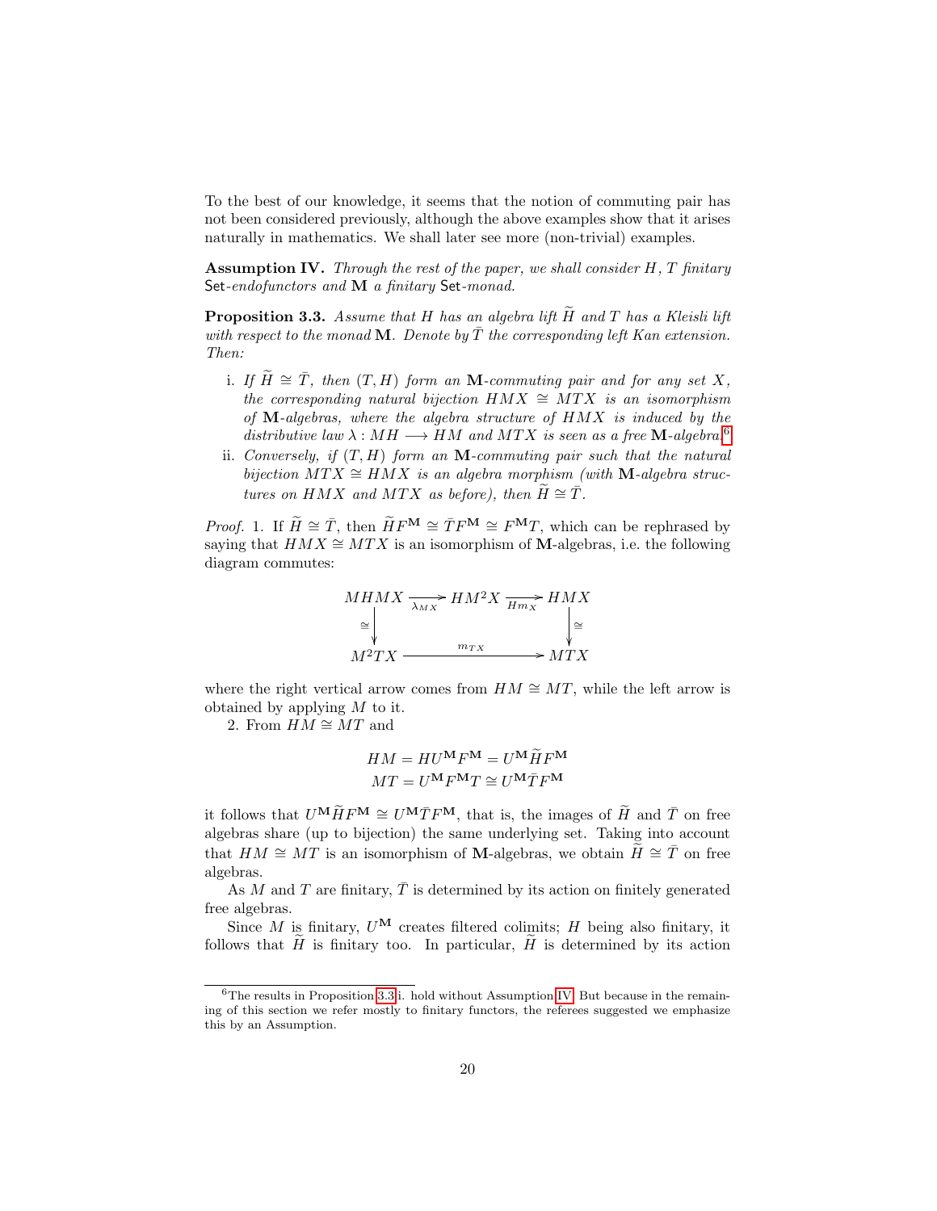To the best of our knowledge, it seems that the notion of commuting pair has not been considered previously, although the above examples show that it arises naturally in mathematics. We shall later see more (non-trivial) examples.

**Assumption IV.** *Through the rest of the paper, we shall consider $H$, $T$ finitary* $\mathsf{Set}$*-endofunctors and* $\mathbf{M}$ *a finitary* $\mathsf{Set}$*-monad.*

**Proposition 3.3.** *Assume that $H$ has an algebra lift $\widetilde{H}$ and $T$ has a Kleisli lift with respect to the monad $\mathbf{M}$. Denote by $\bar{T}$ the corresponding left Kan extension. Then:*

i. *If $\widetilde{H} \cong \bar{T}$, then $(T, H)$ form an $\mathbf{M}$-commuting pair and for any set $X$, the corresponding natural bijection $HMX \cong MTX$ is an isomorphism of $\mathbf{M}$-algebras, where the algebra structure of $HMX$ is induced by the distributive law $\lambda : MH \longrightarrow HM$ and $MTX$ is seen as a free $\mathbf{M}$-algebra.*[6]

ii. *Conversely, if $(T, H)$ form an $\mathbf{M}$-commuting pair such that the natural bijection $MTX \cong HMX$ is an algebra morphism (with $\mathbf{M}$-algebra structures on $HMX$ and $MTX$ as before), then $\widetilde{H} \cong \bar{T}$.*

*Proof.* 1. If $\widetilde{H} \cong \bar{T}$, then $\widetilde{H}F^{\mathbf{M}} \cong \bar{T}F^{\mathbf{M}} \cong F^{\mathbf{M}}T$, which can be rephrased by saying that $HMX \cong MTX$ is an isomorphism of $\mathbf{M}$-algebras, i.e. the following diagram commutes:

$$\begin{array}{ccccc} MHMX & \xrightarrow{\lambda_{MX}} & HM^2X & \xrightarrow{Hm_X} & HMX \\ \downarrow \cong & & & & \downarrow \cong \\ M^2TX & & \xrightarrow{m_{TX}} & & MTX \end{array}$$

where the right vertical arrow comes from $HM \cong MT$, while the left arrow is obtained by applying $M$ to it.

2. From $HM \cong MT$ and

$$HM = HU^{\mathbf{M}}F^{\mathbf{M}} = U^{\mathbf{M}}\widetilde{H}F^{\mathbf{M}}$$
$$MT = U^{\mathbf{M}}F^{\mathbf{M}}T \cong U^{\mathbf{M}}\bar{T}F^{\mathbf{M}}$$

it follows that $U^{\mathbf{M}}\widetilde{H}F^{\mathbf{M}} \cong U^{\mathbf{M}}\bar{T}F^{\mathbf{M}}$, that is, the images of $\widetilde{H}$ and $\bar{T}$ on free algebras share (up to bijection) the same underlying set. Taking into account that $HM \cong MT$ is an isomorphism of $\mathbf{M}$-algebras, we obtain $\widetilde{H} \cong \bar{T}$ on free algebras.

As $M$ and $T$ are finitary, $\bar{T}$ is determined by its action on finitely generated free algebras.

Since $M$ is finitary, $U^{\mathbf{M}}$ creates filtered colimits; $H$ being also finitary, it follows that $\widetilde{H}$ is finitary too. In particular, $\widetilde{H}$ is determined by its action

[6] The results in Proposition 3.3 i. hold without Assumption IV. But because in the remaining of this section we refer mostly to finitary functors, the referees suggested we emphasize this by an Assumption.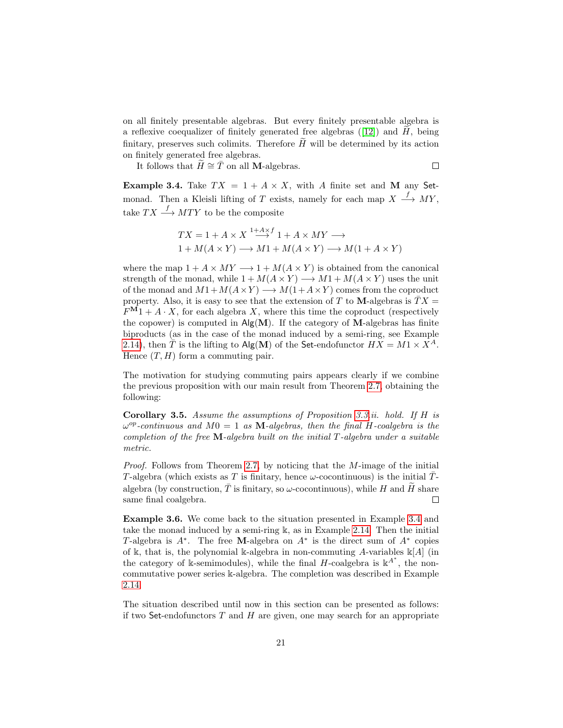on all finitely presentable algebras. But every finitely presentable algebra is a reflexive coequalizer of finitely generated free algebras ([12]) and $\widetilde{H}$, being finitary, preserves such colimits. Therefore $\widetilde{H}$ will be determined by its action on finitely generated free algebras.

It follows that $\widetilde{H} \cong \bar{T}$ on all $\mathbf{M}$-algebras. □

**Example 3.4.** Take $TX = 1 + A \times X$, with $A$ finite set and $\mathbf{M}$ any $\mathsf{Set}$-monad. Then a Kleisli lifting of $T$ exists, namely for each map $X \xrightarrow{f} MY$, take $TX \xrightarrow{f} MTY$ to be the composite

$$TX = 1 + A \times X \xrightarrow{1+A\times f} 1 + A \times MY \longrightarrow$$
$$1 + M(A \times Y) \longrightarrow M1 + M(A \times Y) \longrightarrow M(1 + A \times Y)$$

where the map $1 + A \times MY \longrightarrow 1 + M(A \times Y)$ is obtained from the canonical strength of the monad, while $1 + M(A \times Y) \longrightarrow M1 + M(A \times Y)$ uses the unit of the monad and $M1 + M(A \times Y) \longrightarrow M(1 + A \times Y)$ comes from the coproduct property. Also, it is easy to see that the extension of $T$ to $\mathbf{M}$-algebras is $\bar{T}X = F^{\mathbf{M}}1 + A \cdot X$, for each algebra $X$, where this time the coproduct (respectively the copower) is computed in $\mathsf{Alg}(\mathbf{M})$. If the category of $\mathbf{M}$-algebras has finite biproducts (as in the case of the monad induced by a semi-ring, see Example 2.14), then $\bar{T}$ is the lifting to $\mathsf{Alg}(\mathbf{M})$ of the $\mathsf{Set}$-endofunctor $HX = M1 \times X^A$. Hence $(T, H)$ form a commuting pair.

The motivation for studying commuting pairs appears clearly if we combine the previous proposition with our main result from Theorem 2.7, obtaining the following:

**Corollary 3.5.** *Assume the assumptions of Proposition 3.3.ii. hold. If $H$ is $\omega^{op}$-continuous and $M0 = 1$ as $\mathbf{M}$-algebras, then the final $H$-coalgebra is the completion of the free $\mathbf{M}$-algebra built on the initial $T$-algebra under a suitable metric.*

*Proof.* Follows from Theorem 2.7, by noticing that the $M$-image of the initial $T$-algebra (which exists as $T$ is finitary, hence $\omega$-cocontinuous) is the initial $\bar{T}$-algebra (by construction, $\bar{T}$ is finitary, so $\omega$-cocontinuous), while $H$ and $\widetilde{H}$ share same final coalgebra. □

**Example 3.6.** We come back to the situation presented in Example 3.4 and take the monad induced by a semi-ring $\Bbbk$, as in Example 2.14. Then the initial $T$-algebra is $A^*$. The free $\mathbf{M}$-algebra on $A^*$ is the direct sum of $A^*$ copies of $\Bbbk$, that is, the polynomial $\Bbbk$-algebra in non-commuting $A$-variables $\Bbbk[A]$ (in the category of $\Bbbk$-semimodules), while the final $H$-coalgebra is $\Bbbk^{A^*}$, the non-commutative power series $\Bbbk$-algebra. The completion was described in Example 2.14.

The situation described until now in this section can be presented as follows: if two $\mathsf{Set}$-endofunctors $T$ and $H$ are given, one may search for an appropriate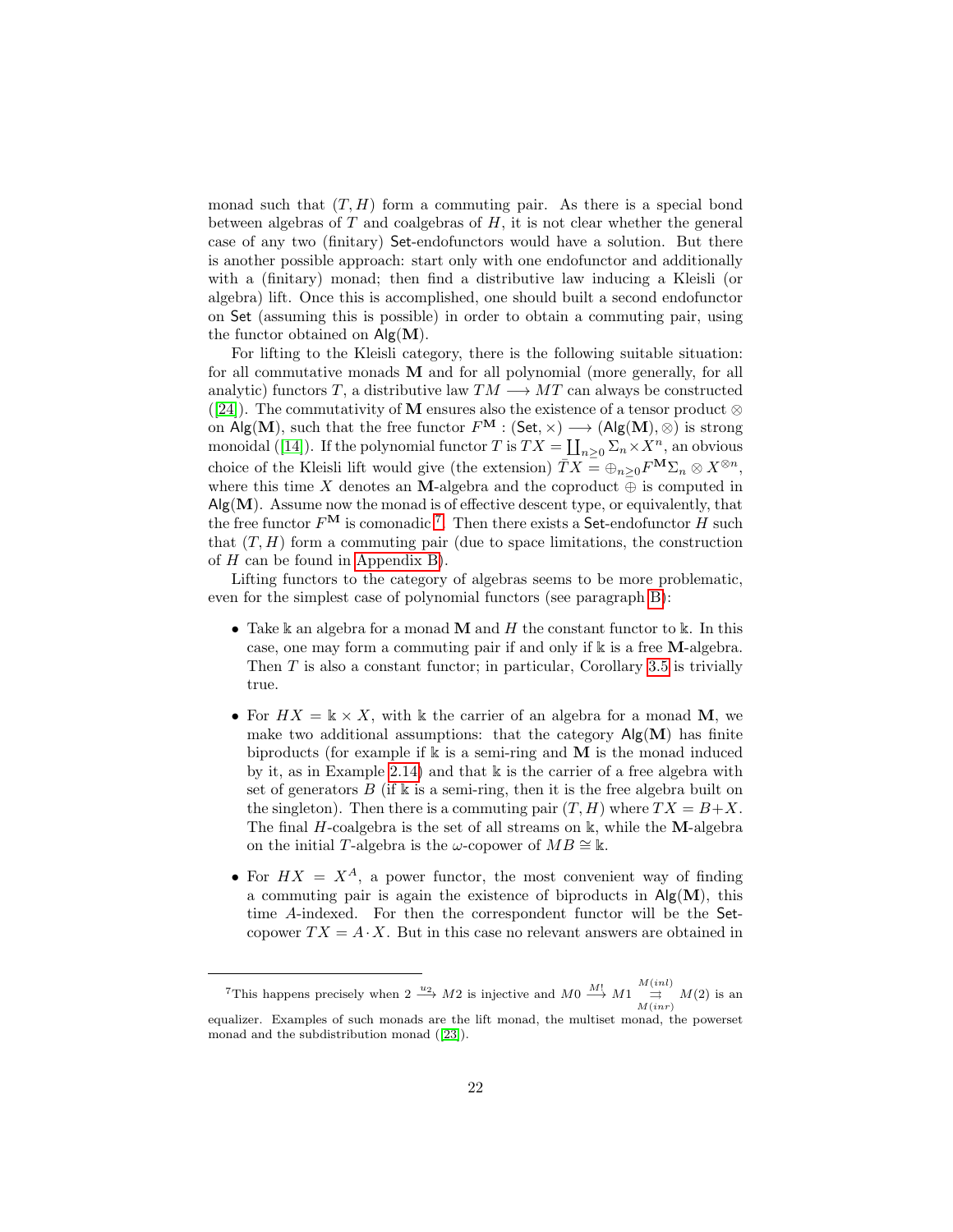monad such that $(T, H)$ form a commuting pair. As there is a special bond between algebras of $T$ and coalgebras of $H$, it is not clear whether the general case of any two (finitary) $\mathsf{Set}$-endofunctors would have a solution. But there is another possible approach: start only with one endofunctor and additionally with a (finitary) monad; then find a distributive law inducing a Kleisli (or algebra) lift. Once this is accomplished, one should built a second endofunctor on $\mathsf{Set}$ (assuming this is possible) in order to obtain a commuting pair, using the functor obtained on $\mathsf{Alg}(\mathbf{M})$.

For lifting to the Kleisli category, there is the following suitable situation: for all commutative monads $\mathbf{M}$ and for all polynomial (more generally, for all analytic) functors $T$, a distributive law $TM \longrightarrow MT$ can always be constructed ([24]). The commutativity of $\mathbf{M}$ ensures also the existence of a tensor product $\otimes$ on $\mathsf{Alg}(\mathbf{M})$, such that the free functor $F^{\mathbf{M}} : (\mathsf{Set}, \times) \longrightarrow (\mathsf{Alg}(\mathbf{M}), \otimes)$ is strong monoidal ([14]). If the polynomial functor $T$ is $TX = \coprod_{n\geq 0} \Sigma_n \times X^n$, an obvious choice of the Kleisli lift would give (the extension) $\bar{T}X = \oplus_{n\geq 0} F^{\mathbf{M}}\Sigma_n \otimes X^{\otimes n}$, where this time $X$ denotes an $\mathbf{M}$-algebra and the coproduct $\oplus$ is computed in $\mathsf{Alg}(\mathbf{M})$. Assume now the monad is of effective descent type, or equivalently, that the free functor $F^{\mathbf{M}}$ is comonadic [7]. Then there exists a $\mathsf{Set}$-endofunctor $H$ such that $(T, H)$ form a commuting pair (due to space limitations, the construction of $H$ can be found in Appendix B).

Lifting functors to the category of algebras seems to be more problematic, even for the simplest case of polynomial functors (see paragraph B):

- Take $\Bbbk$ an algebra for a monad $\mathbf{M}$ and $H$ the constant functor to $\Bbbk$. In this case, one may form a commuting pair if and only if $\Bbbk$ is a free $\mathbf{M}$-algebra. Then $T$ is also a constant functor; in particular, Corollary 3.5 is trivially true.
- For $HX = \Bbbk \times X$, with $\Bbbk$ the carrier of an algebra for a monad $\mathbf{M}$, we make two additional assumptions: that the category $\mathsf{Alg}(\mathbf{M})$ has finite biproducts (for example if $\Bbbk$ is a semi-ring and $\mathbf{M}$ is the monad induced by it, as in Example 2.14) and that $\Bbbk$ is the carrier of a free algebra with set of generators $B$ (if $\Bbbk$ is a semi-ring, then it is the free algebra built on the singleton). Then there is a commuting pair $(T, H)$ where $TX = B + X$. The final $H$-coalgebra is the set of all streams on $\Bbbk$, while the $\mathbf{M}$-algebra on the initial $T$-algebra is the $\omega$-copower of $MB \cong \Bbbk$.
- For $HX = X^A$, a power functor, the most convenient way of finding a commuting pair is again the existence of biproducts in $\mathsf{Alg}(\mathbf{M})$, this time $A$-indexed. For then the correspondent functor will be the $\mathsf{Set}$-copower $TX = A \cdot X$. But in this case no relevant answers are obtained in

---

[7] This happens precisely when $2 \xrightarrow{u_2} M2$ is injective and $M0 \xrightarrow{M!} M1 \overset{M(inl)}{\underset{M(inr)}{\rightrightarrows}} M(2)$ is an equalizer. Examples of such monads are the lift monad, the multiset monad, the powerset monad and the subdistribution monad ([23]).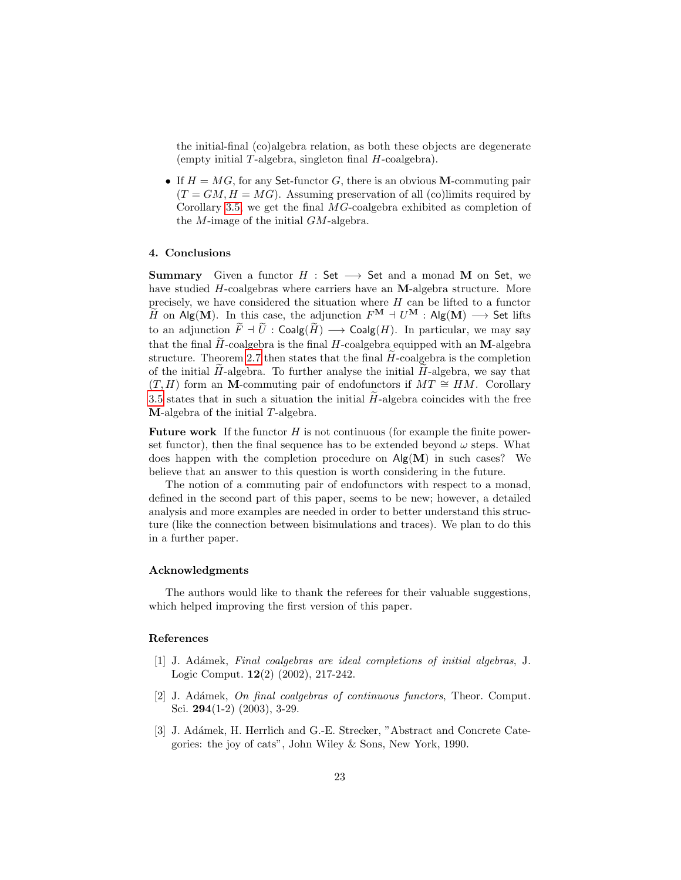the initial-final (co)algebra relation, as both these objects are degenerate (empty initial $T$-algebra, singleton final $H$-coalgebra).

- If $H = MG$, for any $\mathsf{Set}$-functor $G$, there is an obvious $\mathbf{M}$-commuting pair $(T = GM, H = MG)$. Assuming preservation of all (co)limits required by Corollary 3.5, we get the final $MG$-coalgebra exhibited as completion of the $M$-image of the initial $GM$-algebra.

## 4. Conclusions

**Summary** Given a functor $H : \mathsf{Set} \longrightarrow \mathsf{Set}$ and a monad $\mathbf{M}$ on $\mathsf{Set}$, we have studied $H$-coalgebras where carriers have an $\mathbf{M}$-algebra structure. More precisely, we have considered the situation where $H$ can be lifted to a functor $\widetilde{H}$ on $\mathsf{Alg}(\mathbf{M})$. In this case, the adjunction $F^{\mathbf{M}} \dashv U^{\mathbf{M}} : \mathsf{Alg}(\mathbf{M}) \longrightarrow \mathsf{Set}$ lifts to an adjunction $\widetilde{F} \dashv \widetilde{U} : \mathsf{Coalg}(\widetilde{H}) \longrightarrow \mathsf{Coalg}(H)$. In particular, we may say that the final $\widetilde{H}$-coalgebra is the final $H$-coalgebra equipped with an $\mathbf{M}$-algebra structure. Theorem 2.7 then states that the final $\widetilde{H}$-coalgebra is the completion of the initial $\widetilde{H}$-algebra. To further analyse the initial $\widetilde{H}$-algebra, we say that $(T, H)$ form an $\mathbf{M}$-commuting pair of endofunctors if $MT \cong HM$. Corollary 3.5 states that in such a situation the initial $\widetilde{H}$-algebra coincides with the free $\mathbf{M}$-algebra of the initial $T$-algebra.

**Future work** If the functor $H$ is not continuous (for example the finite powerset functor), then the final sequence has to be extended beyond $\omega$ steps. What does happen with the completion procedure on $\mathsf{Alg}(\mathbf{M})$ in such cases? We believe that an answer to this question is worth considering in the future.

The notion of a commuting pair of endofunctors with respect to a monad, defined in the second part of this paper, seems to be new; however, a detailed analysis and more examples are needed in order to better understand this structure (like the connection between bisimulations and traces). We plan to do this in a further paper.

### Acknowledgments

The authors would like to thank the referees for their valuable suggestions, which helped improving the first version of this paper.

### References

[1] J. Adámek, *Final coalgebras are ideal completions of initial algebras*, J. Logic Comput. **12**(2) (2002), 217-242.

[2] J. Adámek, *On final coalgebras of continuous functors*, Theor. Comput. Sci. **294**(1-2) (2003), 3-29.

[3] J. Adámek, H. Herrlich and G.-E. Strecker, "Abstract and Concrete Categories: the joy of cats", John Wiley & Sons, New York, 1990.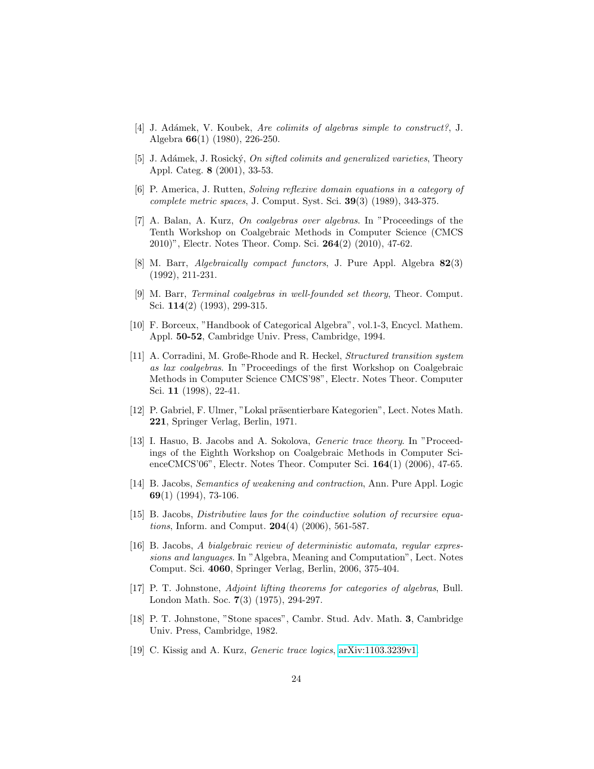[4] J. Adámek, V. Koubek, *Are colimits of algebras simple to construct?*, J. Algebra **66**(1) (1980), 226-250.

[5] J. Adámek, J. Rosický, *On sifted colimits and generalized varieties*, Theory Appl. Categ. **8** (2001), 33-53.

[6] P. America, J. Rutten, *Solving reflexive domain equations in a category of complete metric spaces*, J. Comput. Syst. Sci. **39**(3) (1989), 343-375.

[7] A. Balan, A. Kurz, *On coalgebras over algebras*. In "Proceedings of the Tenth Workshop on Coalgebraic Methods in Computer Science (CMCS 2010)", Electr. Notes Theor. Comp. Sci. **264**(2) (2010), 47-62.

[8] M. Barr, *Algebraically compact functors*, J. Pure Appl. Algebra **82**(3) (1992), 211-231.

[9] M. Barr, *Terminal coalgebras in well-founded set theory*, Theor. Comput. Sci. **114**(2) (1993), 299-315.

[10] F. Borceux, "Handbook of Categorical Algebra", vol.1-3, Encycl. Mathem. Appl. **50-52**, Cambridge Univ. Press, Cambridge, 1994.

[11] A. Corradini, M. Große-Rhode and R. Heckel, *Structured transition system as lax coalgebras*. In "Proceedings of the first Workshop on Coalgebraic Methods in Computer Science CMCS'98", Electr. Notes Theor. Computer Sci. **11** (1998), 22-41.

[12] P. Gabriel, F. Ulmer, "Lokal präsentierbare Kategorien", Lect. Notes Math. **221**, Springer Verlag, Berlin, 1971.

[13] I. Hasuo, B. Jacobs and A. Sokolova, *Generic trace theory*. In "Proceedings of the Eighth Workshop on Coalgebraic Methods in Computer ScienceCMCS'06", Electr. Notes Theor. Computer Sci. **164**(1) (2006), 47-65.

[14] B. Jacobs, *Semantics of weakening and contraction*, Ann. Pure Appl. Logic **69**(1) (1994), 73-106.

[15] B. Jacobs, *Distributive laws for the coinductive solution of recursive equations*, Inform. and Comput. **204**(4) (2006), 561-587.

[16] B. Jacobs, *A bialgebraic review of deterministic automata, regular expressions and languages*. In "Algebra, Meaning and Computation", Lect. Notes Comput. Sci. **4060**, Springer Verlag, Berlin, 2006, 375-404.

[17] P. T. Johnstone, *Adjoint lifting theorems for categories of algebras*, Bull. London Math. Soc. **7**(3) (1975), 294-297.

[18] P. T. Johnstone, "Stone spaces", Cambr. Stud. Adv. Math. **3**, Cambridge Univ. Press, Cambridge, 1982.

[19] C. Kissig and A. Kurz, *Generic trace logics*, arXiv:1103.3239v1.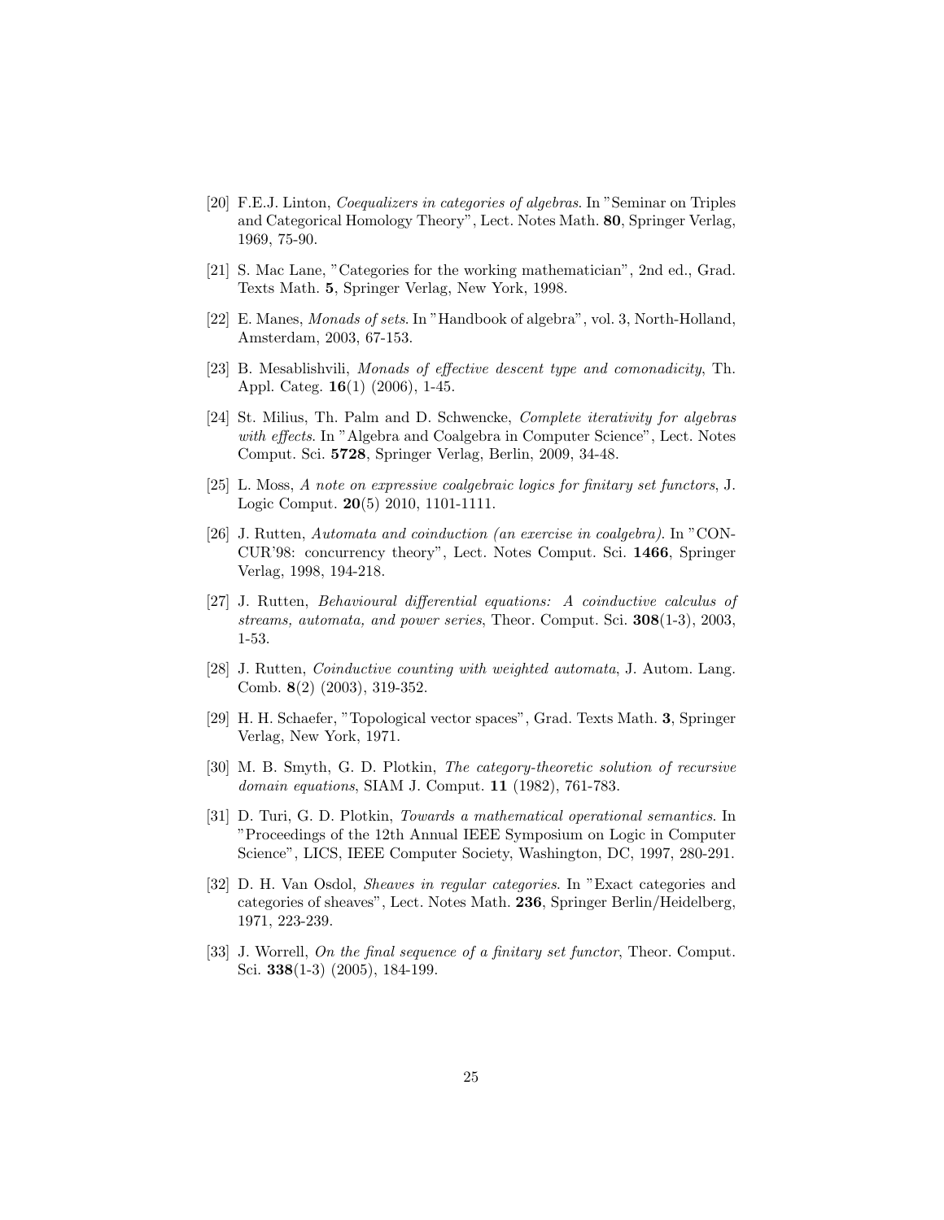[20] F.E.J. Linton, *Coequalizers in categories of algebras*. In "Seminar on Triples and Categorical Homology Theory", Lect. Notes Math. **80**, Springer Verlag, 1969, 75-90.

[21] S. Mac Lane, "Categories for the working mathematician", 2nd ed., Grad. Texts Math. **5**, Springer Verlag, New York, 1998.

[22] E. Manes, *Monads of sets*. In "Handbook of algebra", vol. 3, North-Holland, Amsterdam, 2003, 67-153.

[23] B. Mesablishvili, *Monads of effective descent type and comonadicity*, Th. Appl. Categ. **16**(1) (2006), 1-45.

[24] St. Milius, Th. Palm and D. Schwencke, *Complete iterativity for algebras with effects*. In "Algebra and Coalgebra in Computer Science", Lect. Notes Comput. Sci. **5728**, Springer Verlag, Berlin, 2009, 34-48.

[25] L. Moss, *A note on expressive coalgebraic logics for finitary set functors*, J. Logic Comput. **20**(5) 2010, 1101-1111.

[26] J. Rutten, *Automata and coinduction (an exercise in coalgebra)*. In "CONCUR'98: concurrency theory", Lect. Notes Comput. Sci. **1466**, Springer Verlag, 1998, 194-218.

[27] J. Rutten, *Behavioural differential equations: A coinductive calculus of streams, automata, and power series*, Theor. Comput. Sci. **308**(1-3), 2003, 1-53.

[28] J. Rutten, *Coinductive counting with weighted automata*, J. Autom. Lang. Comb. **8**(2) (2003), 319-352.

[29] H. H. Schaefer, "Topological vector spaces", Grad. Texts Math. **3**, Springer Verlag, New York, 1971.

[30] M. B. Smyth, G. D. Plotkin, *The category-theoretic solution of recursive domain equations*, SIAM J. Comput. **11** (1982), 761-783.

[31] D. Turi, G. D. Plotkin, *Towards a mathematical operational semantics*. In "Proceedings of the 12th Annual IEEE Symposium on Logic in Computer Science", LICS, IEEE Computer Society, Washington, DC, 1997, 280-291.

[32] D. H. Van Osdol, *Sheaves in regular categories*. In "Exact categories and categories of sheaves", Lect. Notes Math. **236**, Springer Berlin/Heidelberg, 1971, 223-239.

[33] J. Worrell, *On the final sequence of a finitary set functor*, Theor. Comput. Sci. **338**(1-3) (2005), 184-199.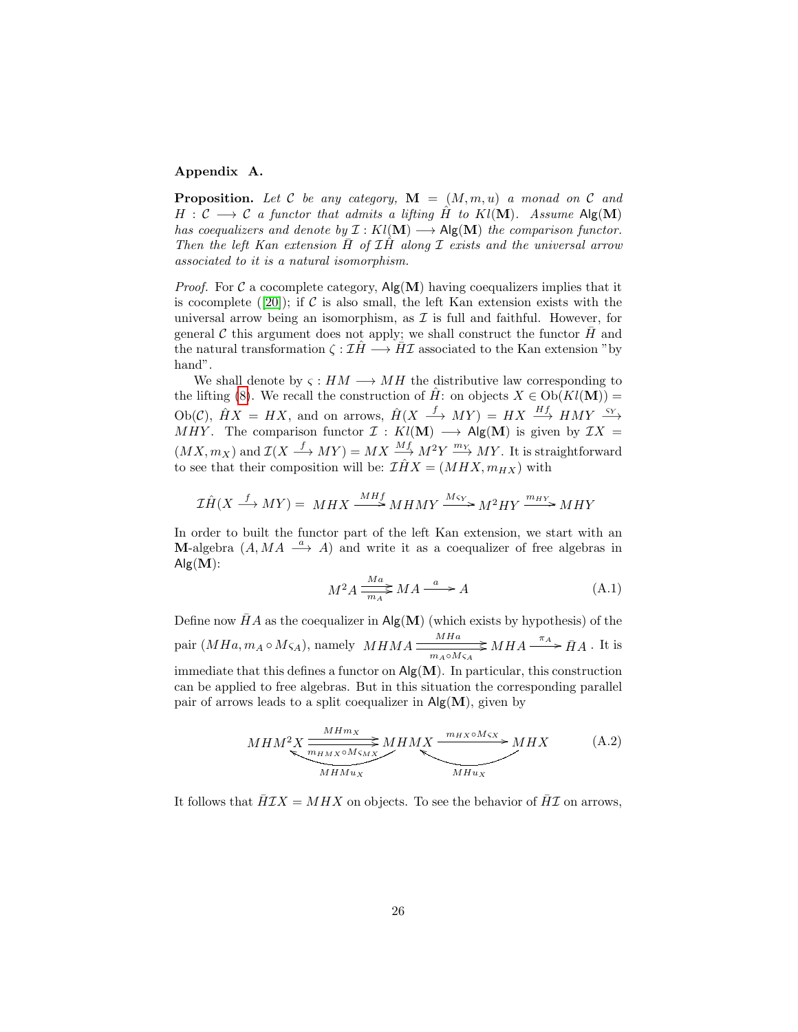**Appendix A.**

**Proposition.** *Let $\mathcal{C}$ be any category, $\mathbf{M} = (M, m, u)$ a monad on $\mathcal{C}$ and $H : \mathcal{C} \longrightarrow \mathcal{C}$ a functor that admits a lifting $\hat{H}$ to $Kl(\mathbf{M})$. Assume $\mathsf{Alg}(\mathbf{M})$ has coequalizers and denote by $\mathcal{I} : Kl(\mathbf{M}) \longrightarrow \mathsf{Alg}(\mathbf{M})$ the comparison functor. Then the left Kan extension $\bar{H}$ of $\mathcal{I}\hat{H}$ along $\mathcal{I}$ exists and the universal arrow associated to it is a natural isomorphism.*

*Proof.* For $\mathcal{C}$ a cocomplete category, $\mathsf{Alg}(\mathbf{M})$ having coequalizers implies that it is cocomplete ([20]); if $\mathcal{C}$ is also small, the left Kan extension exists with the universal arrow being an isomorphism, as $\mathcal{I}$ is full and faithful. However, for general $\mathcal{C}$ this argument does not apply; we shall construct the functor $\bar{H}$ and the natural transformation $\zeta : \mathcal{I}\hat{H} \longrightarrow \bar{H}\mathcal{I}$ associated to the Kan extension "by hand".

We shall denote by $\varsigma : HM \longrightarrow MH$ the distributive law corresponding to the lifting (8). We recall the construction of $\hat{H}$: on objects $X \in \mathrm{Ob}(Kl(\mathbf{M})) = \mathrm{Ob}(\mathcal{C})$, $\hat{H}X = HX$, and on arrows, $\hat{H}(X \xrightarrow{f} MY) = HX \xrightarrow{Hf} HMY \xrightarrow{\varsigma_Y} MHY$. The comparison functor $\mathcal{I} : Kl(\mathbf{M}) \longrightarrow \mathsf{Alg}(\mathbf{M})$ is given by $\mathcal{I}X = (MX, m_X)$ and $\mathcal{I}(X \xrightarrow{f} MY) = MX \xrightarrow{Mf} M^2Y \xrightarrow{m_Y} MY$. It is straightforward to see that their composition will be: $\mathcal{I}\hat{H}X = (MHX, m_{HX})$ with

$$\mathcal{I}\hat{H}(X \xrightarrow{f} MY) = \; MHX \xrightarrow{MHf} MHMY \xrightarrow{M\varsigma_Y} M^2HY \xrightarrow{m_{HY}} MHY$$

In order to built the functor part of the left Kan extension, we start with an $\mathbf{M}$-algebra $(A, MA \xrightarrow{a} A)$ and write it as a coequalizer of free algebras in $\mathsf{Alg}(\mathbf{M})$:

$$M^2A \underset{m_A}{\overset{Ma}{\rightrightarrows}} MA \xrightarrow{a} A \tag{A.1}$$

Define now $\bar{H}A$ as the coequalizer in $\mathsf{Alg}(\mathbf{M})$ (which exists by hypothesis) of the pair $(MHa, m_A \circ M\varsigma_A)$, namely $MHMA \underset{m_A \circ M\varsigma_A}{\overset{MHa}{\rightrightarrows}} MHA \xrightarrow{\pi_A} \bar{H}A$ . It is immediate that this defines a functor on $\mathsf{Alg}(\mathbf{M})$. In particular, this construction can be applied to free algebras. But in this situation the corresponding parallel pair of arrows leads to a split coequalizer in $\mathsf{Alg}(\mathbf{M})$, given by

$$MHM^2X \underset{m_{HMX} \circ M\varsigma_{MX}}{\overset{MHm_X}{\rightrightarrows}} MHMX \xrightarrow{m_{HX} \circ M\varsigma_X} MHX \qquad \text{with splittings } MHMu_X : MHMX \to MHM^2X,\; MHu_X : MHX \to MHMX \tag{A.2}$$

It follows that $\bar{H}\mathcal{I}X = MHX$ on objects. To see the behavior of $\bar{H}\mathcal{I}$ on arrows,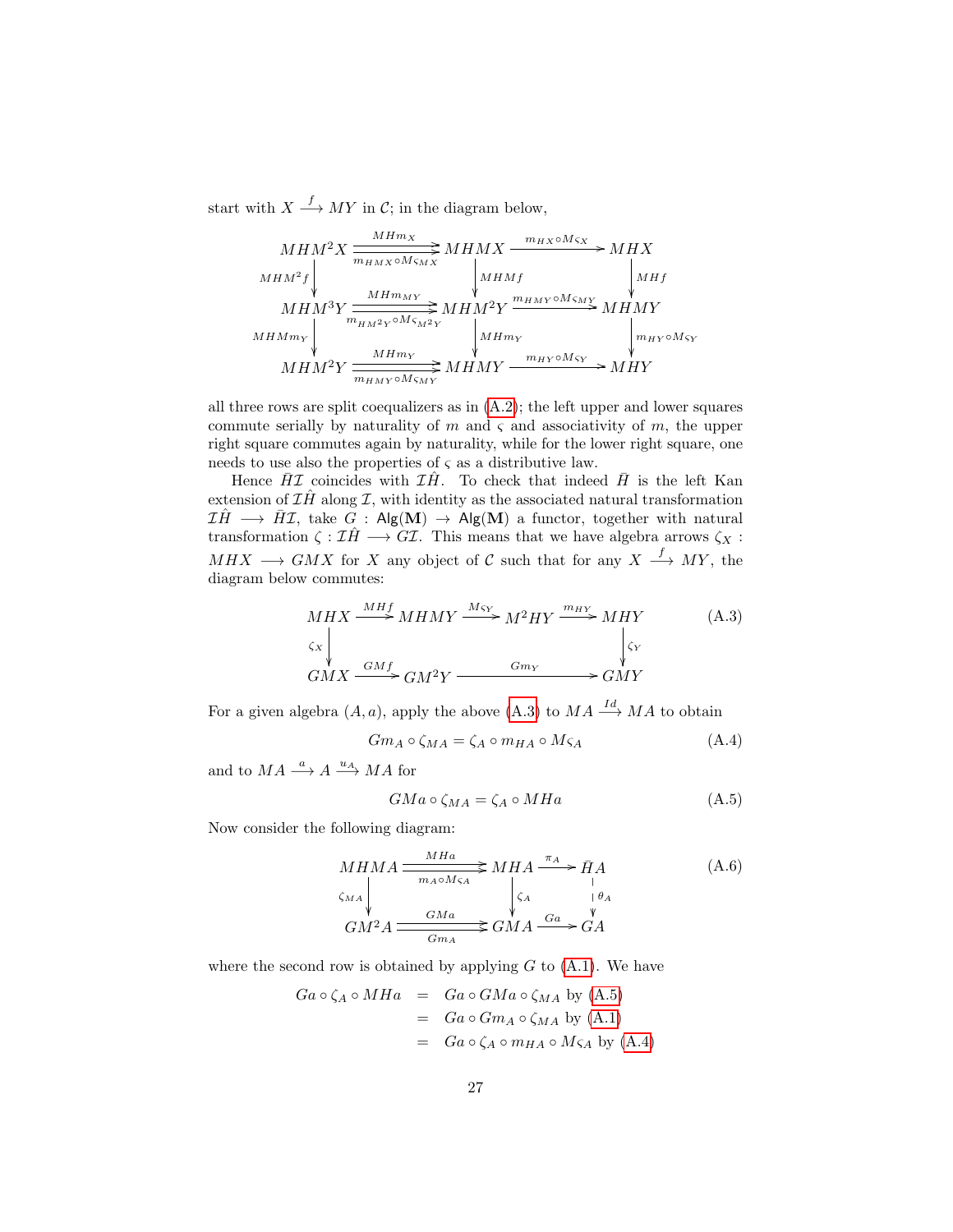start with $X \xrightarrow{f} MY$ in $\mathcal{C}$; in the diagram below,

$$
\begin{array}{ccccc}
MHM^2X & \overset{MHm_X}{\underset{m_{HMX}\circ M\varsigma_{MX}}{\rightrightarrows}} & MHMX & \xrightarrow{m_{HX}\circ M\varsigma_X} & MHX \\
\downarrow{\scriptstyle MHM^2f} & & \downarrow{\scriptstyle MHMf} & & \downarrow{\scriptstyle MHf} \\
MHM^3Y & \overset{MHm_{MY}}{\underset{m_{HM^2Y}\circ M\varsigma_{M^2Y}}{\rightrightarrows}} & MHM^2Y & \xrightarrow{m_{HMY}\circ M\varsigma_{MY}} & MHMY \\
\downarrow{\scriptstyle MHMm_Y} & & \downarrow{\scriptstyle MHm_Y} & & \downarrow{\scriptstyle m_{HY}\circ M\varsigma_Y} \\
MHM^2Y & \overset{MHm_Y}{\underset{m_{HMY}\circ M\varsigma_{MY}}{\rightrightarrows}} & MHMY & \xrightarrow{m_{HY}\circ M\varsigma_Y} & MHY
\end{array}
$$

all three rows are split coequalizers as in (A.2); the left upper and lower squares commute serially by naturality of $m$ and $\varsigma$ and associativity of $m$, the upper right square commutes again by naturality, while for the lower right square, one needs to use also the properties of $\varsigma$ as a distributive law.

Hence $\bar{H}\mathcal{I}$ coincides with $\mathcal{I}\hat{H}$. To check that indeed $\bar{H}$ is the left Kan extension of $\mathcal{I}\hat{H}$ along $\mathcal{I}$, with identity as the associated natural transformation $\mathcal{I}\hat{H} \longrightarrow \bar{H}\mathcal{I}$, take $G : \mathsf{Alg}(\mathbf{M}) \to \mathsf{Alg}(\mathbf{M})$ a functor, together with natural transformation $\zeta : \mathcal{I}\hat{H} \longrightarrow G\mathcal{I}$. This means that we have algebra arrows $\zeta_X : MHX \longrightarrow GMX$ for $X$ any object of $\mathcal{C}$ such that for any $X \xrightarrow{f} MY$, the diagram below commutes:

$$
\begin{array}{ccccccc}
MHX & \xrightarrow{MHf} & MHMY & \xrightarrow{M\varsigma_Y} & M^2HY & \xrightarrow{m_{HY}} & MHY \\
\downarrow{\scriptstyle \zeta_X} & & & & & & \downarrow{\scriptstyle \zeta_Y} \\
GMX & \xrightarrow{GMf} & GM^2Y & & \xrightarrow{Gm_Y} & & GMY
\end{array} \tag{A.3}
$$

For a given algebra $(A, a)$, apply the above (A.3) to $MA \xrightarrow{Id} MA$ to obtain

$$Gm_A \circ \zeta_{MA} = \zeta_A \circ m_{HA} \circ M\varsigma_A \tag{A.4}$$

and to $MA \xrightarrow{a} A \xrightarrow{u_A} MA$ for

$$GMa \circ \zeta_{MA} = \zeta_A \circ MHa \tag{A.5}$$

Now consider the following diagram:

$$
\begin{array}{ccccc}
MHMA & \overset{MHa}{\underset{m_A\circ M\varsigma_A}{\rightrightarrows}} & MHA & \xrightarrow{\pi_A} & \bar{H}A \\
\downarrow{\scriptstyle \zeta_{MA}} & & \downarrow{\scriptstyle \zeta_A} & & \downarrow{\scriptstyle \theta_A} \\
GM^2A & \overset{GMa}{\underset{Gm_A}{\rightrightarrows}} & GMA & \xrightarrow{Ga} & GA
\end{array} \tag{A.6}
$$

where the second row is obtained by applying $G$ to (A.1). We have

$$
\begin{aligned}
Ga \circ \zeta_A \circ MHa &= Ga \circ GMa \circ \zeta_{MA} \text{ by (A.5)} \\
&= Ga \circ Gm_A \circ \zeta_{MA} \text{ by (A.1)} \\
&= Ga \circ \zeta_A \circ m_{HA} \circ M\varsigma_A \text{ by (A.4)}
\end{aligned}
$$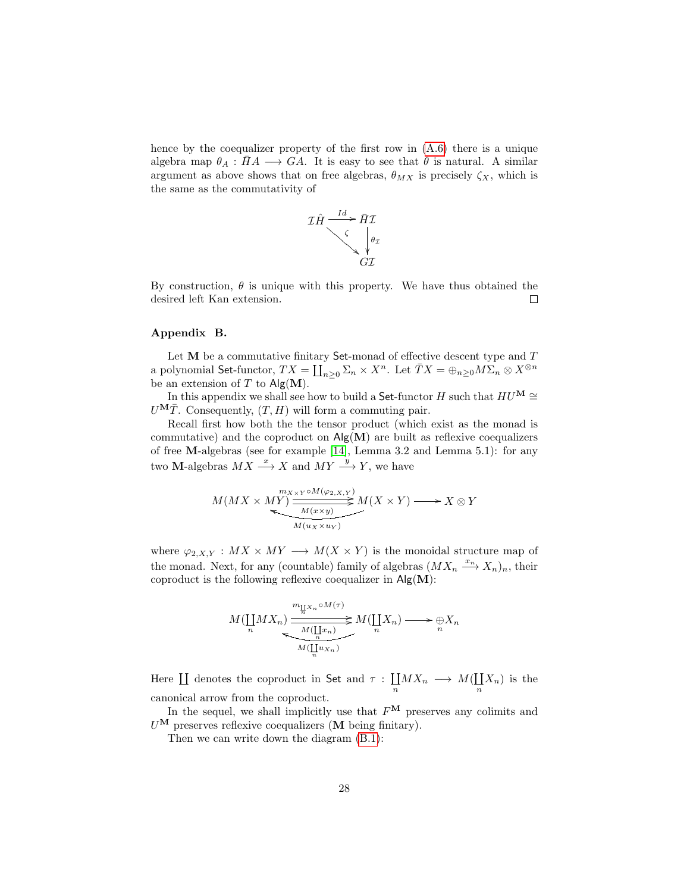hence by the coequalizer property of the first row in (A.6) there is a unique algebra map $\theta_A : \bar{H}A \longrightarrow GA$. It is easy to see that $\theta$ is natural. A similar argument as above shows that on free algebras, $\theta_{MX}$ is precisely $\zeta_X$, which is the same as the commutativity of

$$\begin{array}{ccc} \mathcal{I}\hat{H} & \xrightarrow{Id} & \bar{H}\mathcal{I} \\ & \searrow^{\zeta} & \downarrow{\theta_{\mathcal{I}}} \\ & & G\mathcal{I} \end{array}$$

By construction, $\theta$ is unique with this property. We have thus obtained the desired left Kan extension. □

## Appendix B.

Let $\mathbf{M}$ be a commutative finitary $\mathsf{Set}$-monad of effective descent type and $T$ a polynomial $\mathsf{Set}$-functor, $TX = \coprod_{n\geq 0} \Sigma_n \times X^n$. Let $\bar{T}X = \oplus_{n\geq 0} M\Sigma_n \otimes X^{\otimes n}$ be an extension of $T$ to $\mathsf{Alg}(\mathbf{M})$.

In this appendix we shall see how to build a $\mathsf{Set}$-functor $H$ such that $HU^{\mathbf{M}} \cong U^{\mathbf{M}}\bar{T}$. Consequently, $(T, H)$ will form a commuting pair.

Recall first how both the the tensor product (which exist as the monad is commutative) and the coproduct on $\mathsf{Alg}(\mathbf{M})$ are built as reflexive coequalizers of free $\mathbf{M}$-algebras (see for example [14], Lemma 3.2 and Lemma 5.1): for any two $\mathbf{M}$-algebras $MX \xrightarrow{x} X$ and $MY \xrightarrow{y} Y$, we have

$$M(MX \times MY) \underset{M(x\times y)}{\overset{m_{X\times Y}\circ M(\varphi_{2,X,Y})}{\rightrightarrows}} M(X\times Y) \longrightarrow X \otimes Y$$

with the reflexivity arrow $M(u_X \times u_Y) : M(X\times Y) \longrightarrow M(MX \times MY)$,

where $\varphi_{2,X,Y} : MX \times MY \longrightarrow M(X \times Y)$ is the monoidal structure map of the monad. Next, for any (countable) family of algebras $(MX_n \xrightarrow{x_n} X_n)_n$, their coproduct is the following reflexive coequalizer in $\mathsf{Alg}(\mathbf{M})$:

$$M(\coprod_n MX_n) \underset{M(\coprod_n x_n)}{\overset{m_{\coprod_n X_n}\circ M(\tau)}{\rightrightarrows}} M(\coprod_n X_n) \longrightarrow \oplus_n X_n$$

with the reflexivity arrow $M(\coprod_n u_{X_n}) : M(\coprod_n X_n) \longrightarrow M(\coprod_n MX_n)$.

Here $\coprod$ denotes the coproduct in $\mathsf{Set}$ and $\tau : \coprod_n MX_n \longrightarrow M(\coprod_n X_n)$ is the canonical arrow from the coproduct.

In the sequel, we shall implicitly use that $F^{\mathbf{M}}$ preserves any colimits and $U^{\mathbf{M}}$ preserves reflexive coequalizers ($\mathbf{M}$ being finitary).

Then we can write down the diagram (B.1):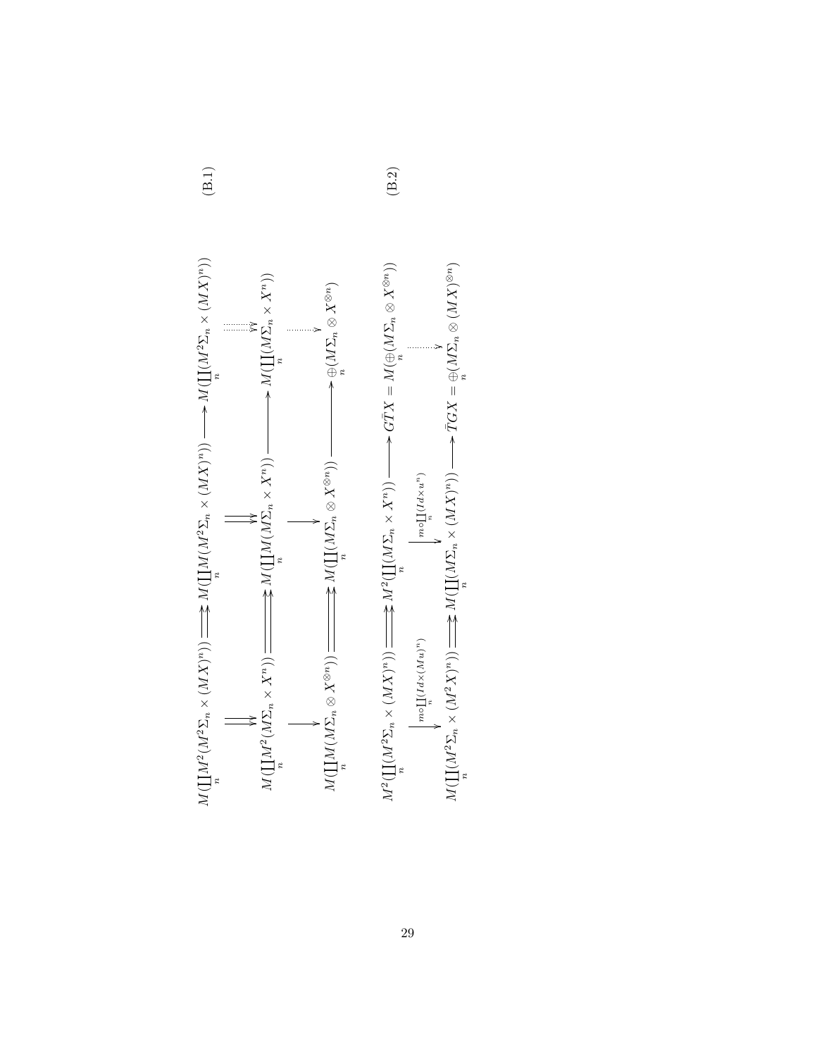$$
\begin{array}{ccccc}
M(\coprod_n M^2(M^2\Sigma_n \times (MX)^n)) & \rightrightarrows & M(\coprod_n M(M^2\Sigma_n \times (MX)^n)) & \longrightarrow & M(\coprod_n (M^2\Sigma_n \times (MX)^n)) \\
\downarrow\downarrow & & \downarrow\downarrow & & \vdots\downarrow\downarrow \\
M(\coprod_n M^2(M\Sigma_n \times X^n)) & \rightrightarrows & M(\coprod_n M(M\Sigma_n \times X^n)) & \longrightarrow & M(\coprod_n (M\Sigma_n \times X^n)) \\
\downarrow & & \downarrow & & \vdots\downarrow \\
M(\coprod_n M(M\Sigma_n \otimes X^{\otimes n})) & \rightrightarrows & M(\coprod_n (M\Sigma_n \otimes X^{\otimes n})) & \longrightarrow & \oplus_n (M\Sigma_n \otimes X^{\otimes n})
\end{array}
\qquad \text{(B.1)}
$$

$$
\begin{array}{ccccc}
M^2(\coprod_n (M^2\Sigma_n \times (MX)^n)) & \rightrightarrows & M^2(\coprod_n (M\Sigma_n \times X^n)) & \longrightarrow & G\bar{T}X = M(\oplus_n (M\Sigma_n \otimes X^{\otimes n})) \\
\Big\downarrow {\scriptstyle m\circ\coprod_n (Id\times(Mu)^n)} & & \Big\downarrow {\scriptstyle m\circ\coprod_n (Id\times u^n)} & & \vdots\downarrow \\
M(\coprod_n (M^2\Sigma_n \times (M^2X)^n)) & \rightrightarrows & M(\coprod_n (M\Sigma_n \times (MX)^n)) & \longrightarrow & \bar{T}GX = \oplus_n (M\Sigma_n \otimes (MX)^{\otimes n})
\end{array}
\qquad \text{(B.2)}
$$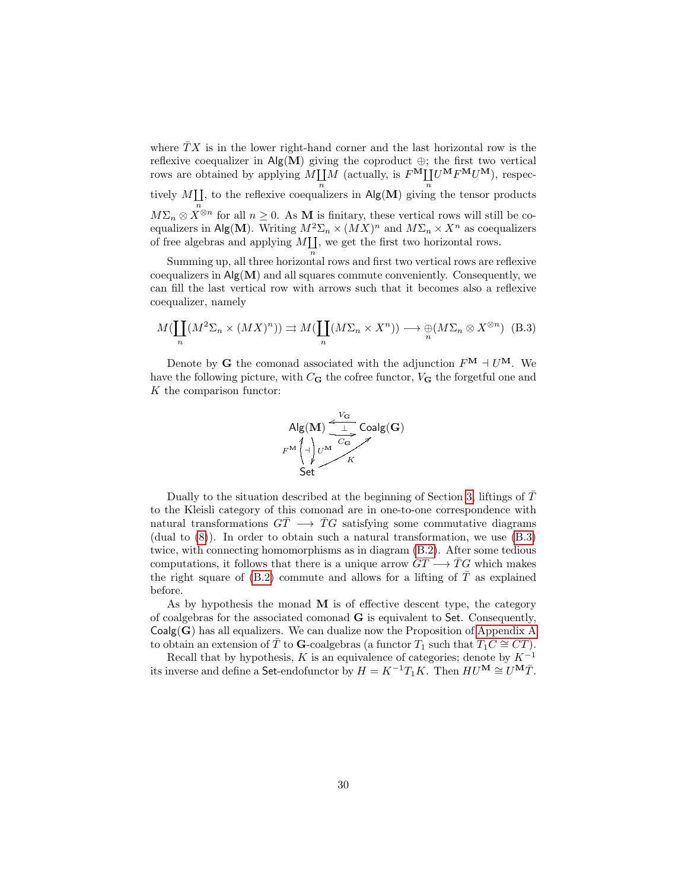where $\bar{T}X$ is in the lower right-hand corner and the last horizontal row is the reflexive coequalizer in $\mathsf{Alg}(\mathbf{M})$ giving the coproduct $\oplus$; the first two vertical rows are obtained by applying $M\coprod_n M$ (actually, is $F^{\mathbf{M}}\coprod_n U^{\mathbf{M}}F^{\mathbf{M}}U^{\mathbf{M}}$), respectively $M\coprod_n$, to the reflexive coequalizers in $\mathsf{Alg}(\mathbf{M})$ giving the tensor products $M\Sigma_n \otimes X^{\otimes n}$ for all $n \geq 0$. As $\mathbf{M}$ is finitary, these vertical rows will still be coequalizers in $\mathsf{Alg}(\mathbf{M})$. Writing $M^2\Sigma_n \times (MX)^n$ and $M\Sigma_n \times X^n$ as coequalizers of free algebras and applying $M\coprod_n$, we get the first two horizontal rows.

Summing up, all three horizontal rows and first two vertical rows are reflexive coequalizers in $\mathsf{Alg}(\mathbf{M})$ and all squares commute conveniently. Consequently, we can fill the last vertical row with arrows such that it becomes also a reflexive coequalizer, namely

$$M(\coprod_n (M^2\Sigma_n \times (MX)^n)) \rightrightarrows M(\coprod_n (M\Sigma_n \times X^n)) \longrightarrow \bigoplus_n (M\Sigma_n \otimes X^{\otimes n}) \quad \text{(B.3)}$$

Denote by $\mathbf{G}$ the comonad associated with the adjunction $F^{\mathbf{M}} \dashv U^{\mathbf{M}}$. We have the following picture, with $C_{\mathbf{G}}$ the cofree functor, $V_{\mathbf{G}}$ the forgetful one and $K$ the comparison functor:

$$\begin{array}{ccc} \mathsf{Alg}(\mathbf{M}) & \underset{C_{\mathbf{G}}}{\overset{V_{\mathbf{G}}}{\rightleftarrows}} \ (\bot) & \mathsf{Coalg}(\mathbf{G}) \\ F^{\mathbf{M}} \uparrow \dashv \downarrow U^{\mathbf{M}} & \nearrow_{K} & \\ \mathsf{Set} & & \end{array}$$

Dually to the situation described at the beginning of Section 3, liftings of $\bar{T}$ to the Kleisli category of this comonad are in one-to-one correspondence with natural transformations $G\bar{T} \longrightarrow \bar{T}G$ satisfying some commutative diagrams (dual to (8)). In order to obtain such a natural transformation, we use (B.3) twice, with connecting homomorphisms as in diagram (B.2). After some tedious computations, it follows that there is a unique arrow $G\bar{T} \longrightarrow \bar{T}G$ which makes the right square of (B.2) commute and allows for a lifting of $\bar{T}$ as explained before.

As by hypothesis the monad $\mathbf{M}$ is of effective descent type, the category of coalgebras for the associated comonad $\mathbf{G}$ is equivalent to $\mathsf{Set}$. Consequently, $\mathsf{Coalg}(\mathbf{G})$ has all equalizers. We can dualize now the Proposition of Appendix A to obtain an extension of $\bar{T}$ to $\mathbf{G}$-coalgebras (a functor $T_1$ such that $T_1C \cong C\bar{T}$).

Recall that by hypothesis, $K$ is an equivalence of categories; denote by $K^{-1}$ its inverse and define a $\mathsf{Set}$-endofunctor by $H = K^{-1}T_1K$. Then $HU^{\mathbf{M}} \cong U^{\mathbf{M}}\bar{T}$.